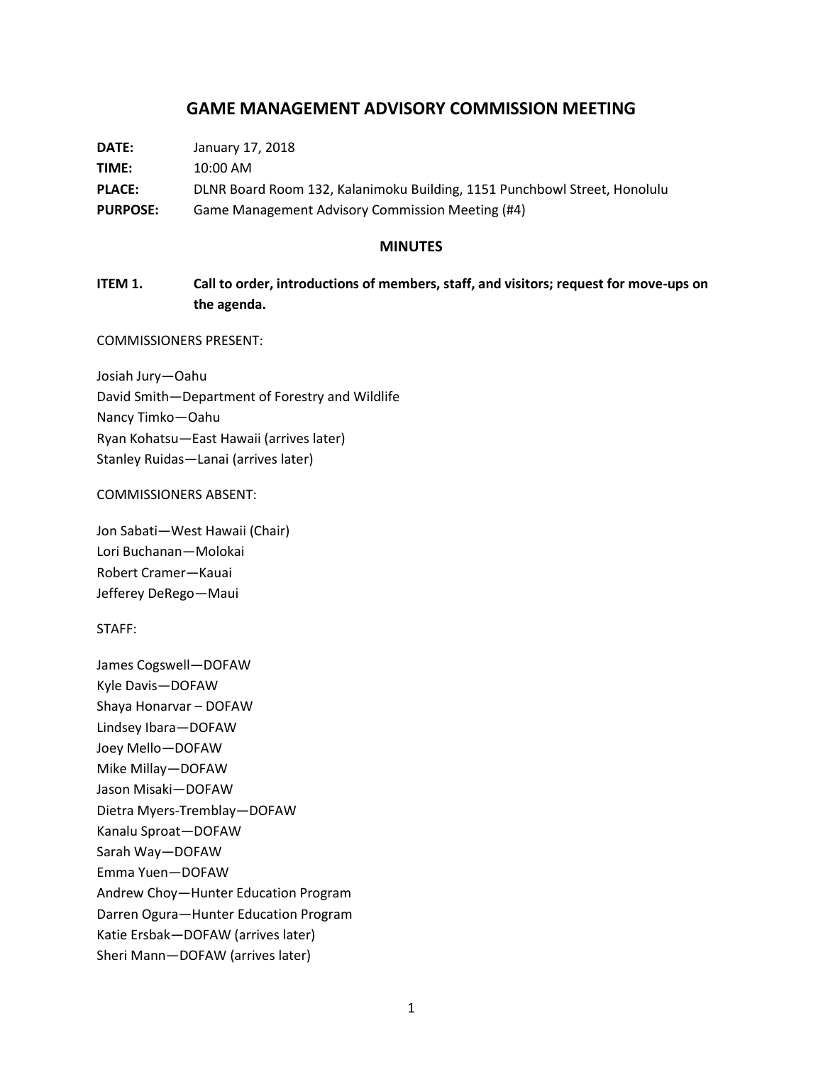# GAME MANAGEMENT ADVISORY COMMISSION MEETING

**DATE:** January 17, 2018

**TIME:** 10:00 AM

**PLACE:** DLNR Board Room 132, Kalanimoku Building, 1151 Punchbowl Street, Honolulu

**PURPOSE:** Game Management Advisory Commission Meeting (#4)

## MINUTES

**ITEM 1. Call to order, introductions of members, staff, and visitors; request for move-ups on the agenda.**

COMMISSIONERS PRESENT:

Josiah Jury—Oahu
David Smith—Department of Forestry and Wildlife
Nancy Timko—Oahu
Ryan Kohatsu—East Hawaii (arrives later)
Stanley Ruidas—Lanai (arrives later)

COMMISSIONERS ABSENT:

Jon Sabati—West Hawaii (Chair)
Lori Buchanan—Molokai
Robert Cramer—Kauai
Jefferey DeRego—Maui

STAFF:

James Cogswell—DOFAW
Kyle Davis—DOFAW
Shaya Honarvar – DOFAW
Lindsey Ibara—DOFAW
Joey Mello—DOFAW
Mike Millay—DOFAW
Jason Misaki—DOFAW
Dietra Myers-Tremblay—DOFAW
Kanalu Sproat—DOFAW
Sarah Way—DOFAW
Emma Yuen—DOFAW
Andrew Choy—Hunter Education Program
Darren Ogura—Hunter Education Program
Katie Ersbak—DOFAW (arrives later)
Sheri Mann—DOFAW (arrives later)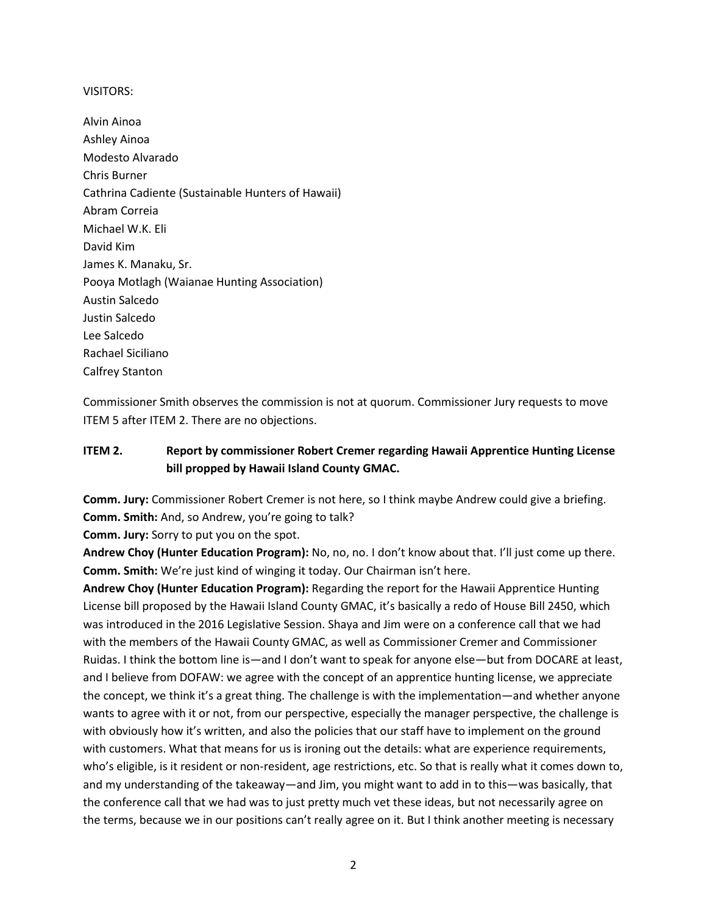VISITORS:

Alvin Ainoa
Ashley Ainoa
Modesto Alvarado
Chris Burner
Cathrina Cadiente (Sustainable Hunters of Hawaii)
Abram Correia
Michael W.K. Eli
David Kim
James K. Manaku, Sr.
Pooya Motlagh (Waianae Hunting Association)
Austin Salcedo
Justin Salcedo
Lee Salcedo
Rachael Siciliano
Calfrey Stanton

Commissioner Smith observes the commission is not at quorum. Commissioner Jury requests to move ITEM 5 after ITEM 2. There are no objections.

**ITEM 2. Report by commissioner Robert Cremer regarding Hawaii Apprentice Hunting License bill propped by Hawaii Island County GMAC.**

**Comm. Jury:** Commissioner Robert Cremer is not here, so I think maybe Andrew could give a briefing.
**Comm. Smith:** And, so Andrew, you're going to talk?
**Comm. Jury:** Sorry to put you on the spot.
**Andrew Choy (Hunter Education Program):** No, no, no. I don't know about that. I'll just come up there.
**Comm. Smith:** We're just kind of winging it today. Our Chairman isn't here.
**Andrew Choy (Hunter Education Program):** Regarding the report for the Hawaii Apprentice Hunting License bill proposed by the Hawaii Island County GMAC, it's basically a redo of House Bill 2450, which was introduced in the 2016 Legislative Session. Shaya and Jim were on a conference call that we had with the members of the Hawaii County GMAC, as well as Commissioner Cremer and Commissioner Ruidas. I think the bottom line is—and I don't want to speak for anyone else—but from DOCARE at least, and I believe from DOFAW: we agree with the concept of an apprentice hunting license, we appreciate the concept, we think it's a great thing. The challenge is with the implementation—and whether anyone wants to agree with it or not, from our perspective, especially the manager perspective, the challenge is with obviously how it's written, and also the policies that our staff have to implement on the ground with customers. What that means for us is ironing out the details: what are experience requirements, who's eligible, is it resident or non-resident, age restrictions, etc. So that is really what it comes down to, and my understanding of the takeaway—and Jim, you might want to add in to this—was basically, that the conference call that we had was to just pretty much vet these ideas, but not necessarily agree on the terms, because we in our positions can't really agree on it. But I think another meeting is necessary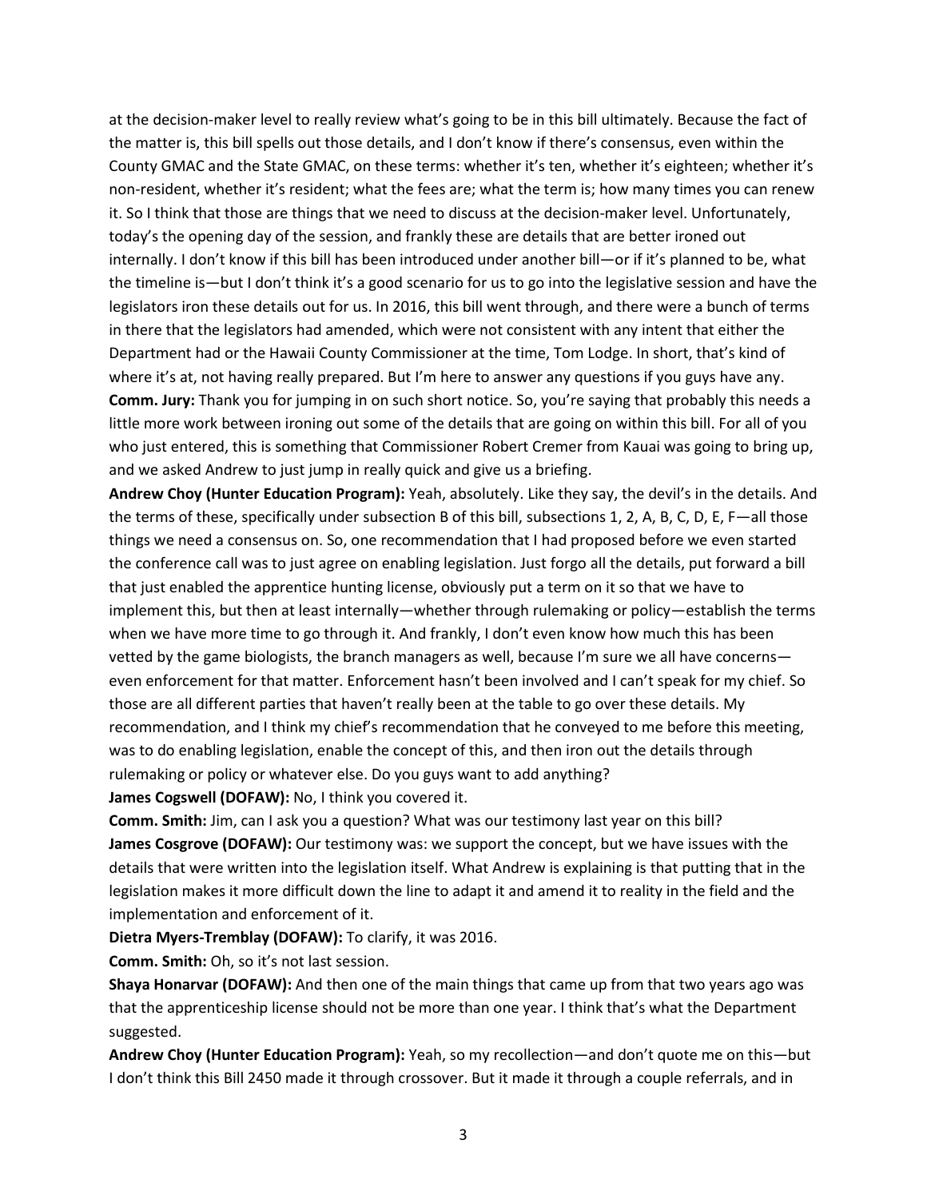at the decision-maker level to really review what's going to be in this bill ultimately. Because the fact of the matter is, this bill spells out those details, and I don't know if there's consensus, even within the County GMAC and the State GMAC, on these terms: whether it's ten, whether it's eighteen; whether it's non-resident, whether it's resident; what the fees are; what the term is; how many times you can renew it. So I think that those are things that we need to discuss at the decision-maker level. Unfortunately, today's the opening day of the session, and frankly these are details that are better ironed out internally. I don't know if this bill has been introduced under another bill—or if it's planned to be, what the timeline is—but I don't think it's a good scenario for us to go into the legislative session and have the legislators iron these details out for us. In 2016, this bill went through, and there were a bunch of terms in there that the legislators had amended, which were not consistent with any intent that either the Department had or the Hawaii County Commissioner at the time, Tom Lodge. In short, that's kind of where it's at, not having really prepared. But I'm here to answer any questions if you guys have any.

**Comm. Jury:** Thank you for jumping in on such short notice. So, you're saying that probably this needs a little more work between ironing out some of the details that are going on within this bill. For all of you who just entered, this is something that Commissioner Robert Cremer from Kauai was going to bring up, and we asked Andrew to just jump in really quick and give us a briefing.

**Andrew Choy (Hunter Education Program):** Yeah, absolutely. Like they say, the devil's in the details. And the terms of these, specifically under subsection B of this bill, subsections 1, 2, A, B, C, D, E, F—all those things we need a consensus on. So, one recommendation that I had proposed before we even started the conference call was to just agree on enabling legislation. Just forgo all the details, put forward a bill that just enabled the apprentice hunting license, obviously put a term on it so that we have to implement this, but then at least internally—whether through rulemaking or policy—establish the terms when we have more time to go through it. And frankly, I don't even know how much this has been vetted by the game biologists, the branch managers as well, because I'm sure we all have concerns—even enforcement for that matter. Enforcement hasn't been involved and I can't speak for my chief. So those are all different parties that haven't really been at the table to go over these details. My recommendation, and I think my chief's recommendation that he conveyed to me before this meeting, was to do enabling legislation, enable the concept of this, and then iron out the details through rulemaking or policy or whatever else. Do you guys want to add anything?

**James Cogswell (DOFAW):** No, I think you covered it.

**Comm. Smith:** Jim, can I ask you a question? What was our testimony last year on this bill?

**James Cosgrove (DOFAW):** Our testimony was: we support the concept, but we have issues with the details that were written into the legislation itself. What Andrew is explaining is that putting that in the legislation makes it more difficult down the line to adapt it and amend it to reality in the field and the implementation and enforcement of it.

**Dietra Myers-Tremblay (DOFAW):** To clarify, it was 2016.

**Comm. Smith:** Oh, so it's not last session.

**Shaya Honarvar (DOFAW):** And then one of the main things that came up from that two years ago was that the apprenticeship license should not be more than one year. I think that's what the Department suggested.

**Andrew Choy (Hunter Education Program):** Yeah, so my recollection—and don't quote me on this—but I don't think this Bill 2450 made it through crossover. But it made it through a couple referrals, and in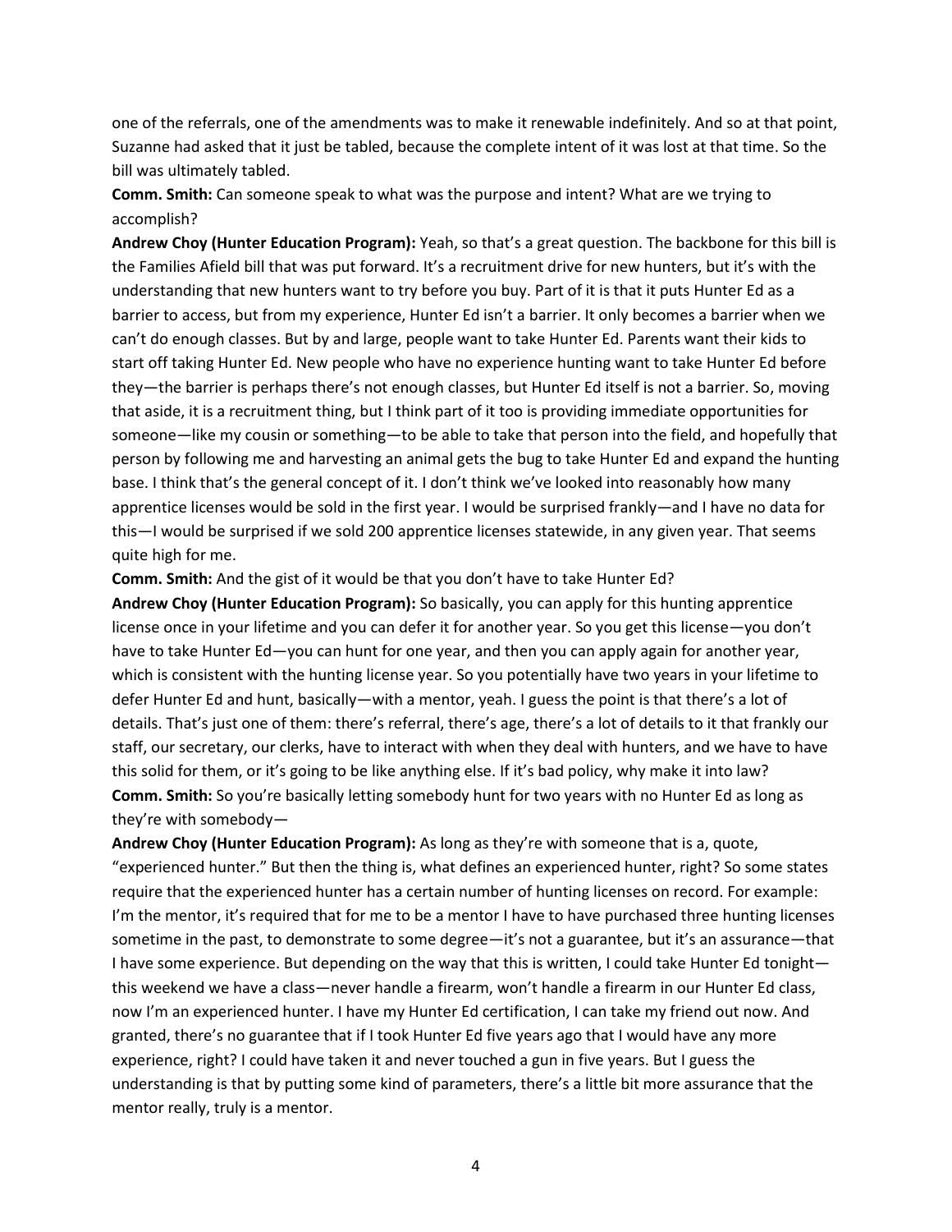one of the referrals, one of the amendments was to make it renewable indefinitely. And so at that point, Suzanne had asked that it just be tabled, because the complete intent of it was lost at that time. So the bill was ultimately tabled.

**Comm. Smith:** Can someone speak to what was the purpose and intent? What are we trying to accomplish?

**Andrew Choy (Hunter Education Program):** Yeah, so that's a great question. The backbone for this bill is the Families Afield bill that was put forward. It's a recruitment drive for new hunters, but it's with the understanding that new hunters want to try before you buy. Part of it is that it puts Hunter Ed as a barrier to access, but from my experience, Hunter Ed isn't a barrier. It only becomes a barrier when we can't do enough classes. But by and large, people want to take Hunter Ed. Parents want their kids to start off taking Hunter Ed. New people who have no experience hunting want to take Hunter Ed before they—the barrier is perhaps there's not enough classes, but Hunter Ed itself is not a barrier. So, moving that aside, it is a recruitment thing, but I think part of it too is providing immediate opportunities for someone—like my cousin or something—to be able to take that person into the field, and hopefully that person by following me and harvesting an animal gets the bug to take Hunter Ed and expand the hunting base. I think that's the general concept of it. I don't think we've looked into reasonably how many apprentice licenses would be sold in the first year. I would be surprised frankly—and I have no data for this—I would be surprised if we sold 200 apprentice licenses statewide, in any given year. That seems quite high for me.

**Comm. Smith:** And the gist of it would be that you don't have to take Hunter Ed?

**Andrew Choy (Hunter Education Program):** So basically, you can apply for this hunting apprentice license once in your lifetime and you can defer it for another year. So you get this license—you don't have to take Hunter Ed—you can hunt for one year, and then you can apply again for another year, which is consistent with the hunting license year. So you potentially have two years in your lifetime to defer Hunter Ed and hunt, basically—with a mentor, yeah. I guess the point is that there's a lot of details. That's just one of them: there's referral, there's age, there's a lot of details to it that frankly our staff, our secretary, our clerks, have to interact with when they deal with hunters, and we have to have this solid for them, or it's going to be like anything else. If it's bad policy, why make it into law?

**Comm. Smith:** So you're basically letting somebody hunt for two years with no Hunter Ed as long as they're with somebody—

**Andrew Choy (Hunter Education Program):** As long as they're with someone that is a, quote, "experienced hunter." But then the thing is, what defines an experienced hunter, right? So some states require that the experienced hunter has a certain number of hunting licenses on record. For example: I'm the mentor, it's required that for me to be a mentor I have to have purchased three hunting licenses sometime in the past, to demonstrate to some degree—it's not a guarantee, but it's an assurance—that I have some experience. But depending on the way that this is written, I could take Hunter Ed tonight—this weekend we have a class—never handle a firearm, won't handle a firearm in our Hunter Ed class, now I'm an experienced hunter. I have my Hunter Ed certification, I can take my friend out now. And granted, there's no guarantee that if I took Hunter Ed five years ago that I would have any more experience, right? I could have taken it and never touched a gun in five years. But I guess the understanding is that by putting some kind of parameters, there's a little bit more assurance that the mentor really, truly is a mentor.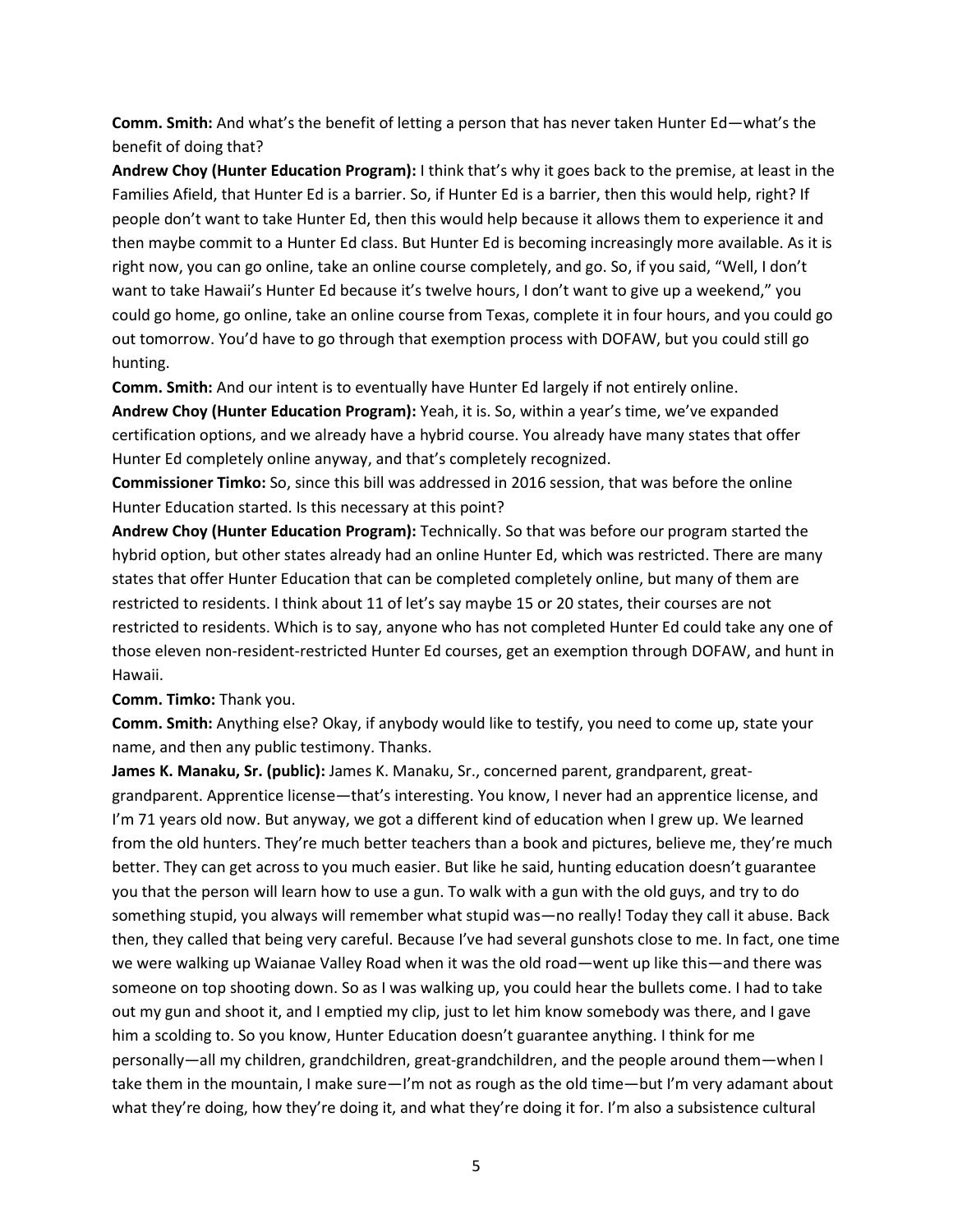**Comm. Smith:** And what's the benefit of letting a person that has never taken Hunter Ed—what's the benefit of doing that?

**Andrew Choy (Hunter Education Program):** I think that's why it goes back to the premise, at least in the Families Afield, that Hunter Ed is a barrier. So, if Hunter Ed is a barrier, then this would help, right? If people don't want to take Hunter Ed, then this would help because it allows them to experience it and then maybe commit to a Hunter Ed class. But Hunter Ed is becoming increasingly more available. As it is right now, you can go online, take an online course completely, and go. So, if you said, "Well, I don't want to take Hawaii's Hunter Ed because it's twelve hours, I don't want to give up a weekend," you could go home, go online, take an online course from Texas, complete it in four hours, and you could go out tomorrow. You'd have to go through that exemption process with DOFAW, but you could still go hunting.

**Comm. Smith:** And our intent is to eventually have Hunter Ed largely if not entirely online.

**Andrew Choy (Hunter Education Program):** Yeah, it is. So, within a year's time, we've expanded certification options, and we already have a hybrid course. You already have many states that offer Hunter Ed completely online anyway, and that's completely recognized.

**Commissioner Timko:** So, since this bill was addressed in 2016 session, that was before the online Hunter Education started. Is this necessary at this point?

**Andrew Choy (Hunter Education Program):** Technically. So that was before our program started the hybrid option, but other states already had an online Hunter Ed, which was restricted. There are many states that offer Hunter Education that can be completed completely online, but many of them are restricted to residents. I think about 11 of let's say maybe 15 or 20 states, their courses are not restricted to residents. Which is to say, anyone who has not completed Hunter Ed could take any one of those eleven non-resident-restricted Hunter Ed courses, get an exemption through DOFAW, and hunt in Hawaii.

**Comm. Timko:** Thank you.

**Comm. Smith:** Anything else? Okay, if anybody would like to testify, you need to come up, state your name, and then any public testimony. Thanks.

**James K. Manaku, Sr. (public):** James K. Manaku, Sr., concerned parent, grandparent, great-grandparent. Apprentice license—that's interesting. You know, I never had an apprentice license, and I'm 71 years old now. But anyway, we got a different kind of education when I grew up. We learned from the old hunters. They're much better teachers than a book and pictures, believe me, they're much better. They can get across to you much easier. But like he said, hunting education doesn't guarantee you that the person will learn how to use a gun. To walk with a gun with the old guys, and try to do something stupid, you always will remember what stupid was—no really! Today they call it abuse. Back then, they called that being very careful. Because I've had several gunshots close to me. In fact, one time we were walking up Waianae Valley Road when it was the old road—went up like this—and there was someone on top shooting down. So as I was walking up, you could hear the bullets come. I had to take out my gun and shoot it, and I emptied my clip, just to let him know somebody was there, and I gave him a scolding to. So you know, Hunter Education doesn't guarantee anything. I think for me personally—all my children, grandchildren, great-grandchildren, and the people around them—when I take them in the mountain, I make sure—I'm not as rough as the old time—but I'm very adamant about what they're doing, how they're doing it, and what they're doing it for. I'm also a subsistence cultural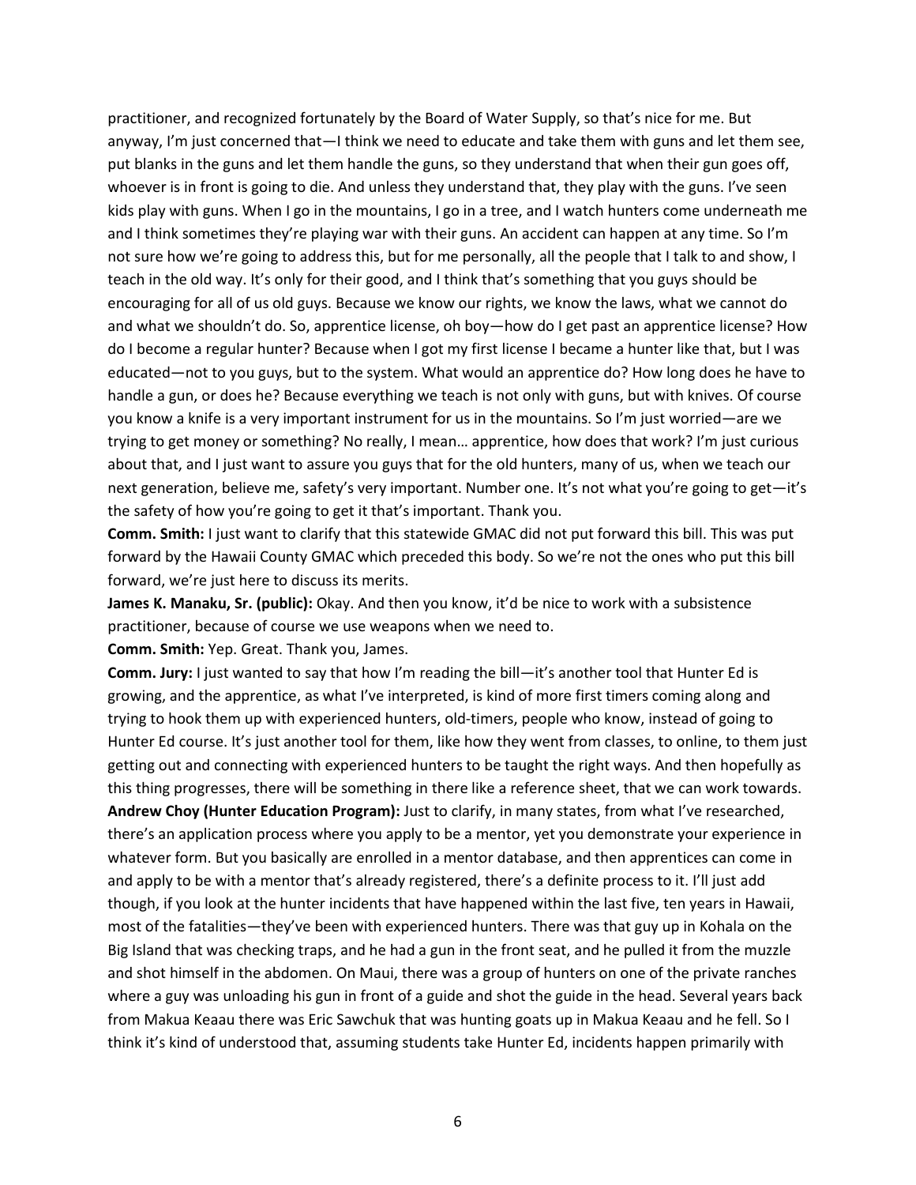practitioner, and recognized fortunately by the Board of Water Supply, so that's nice for me. But anyway, I'm just concerned that—I think we need to educate and take them with guns and let them see, put blanks in the guns and let them handle the guns, so they understand that when their gun goes off, whoever is in front is going to die. And unless they understand that, they play with the guns. I've seen kids play with guns. When I go in the mountains, I go in a tree, and I watch hunters come underneath me and I think sometimes they're playing war with their guns. An accident can happen at any time. So I'm not sure how we're going to address this, but for me personally, all the people that I talk to and show, I teach in the old way. It's only for their good, and I think that's something that you guys should be encouraging for all of us old guys. Because we know our rights, we know the laws, what we cannot do and what we shouldn't do. So, apprentice license, oh boy—how do I get past an apprentice license? How do I become a regular hunter? Because when I got my first license I became a hunter like that, but I was educated—not to you guys, but to the system. What would an apprentice do? How long does he have to handle a gun, or does he? Because everything we teach is not only with guns, but with knives. Of course you know a knife is a very important instrument for us in the mountains. So I'm just worried—are we trying to get money or something? No really, I mean… apprentice, how does that work? I'm just curious about that, and I just want to assure you guys that for the old hunters, many of us, when we teach our next generation, believe me, safety's very important. Number one. It's not what you're going to get—it's the safety of how you're going to get it that's important. Thank you.

**Comm. Smith:** I just want to clarify that this statewide GMAC did not put forward this bill. This was put forward by the Hawaii County GMAC which preceded this body. So we're not the ones who put this bill forward, we're just here to discuss its merits.

**James K. Manaku, Sr. (public):** Okay. And then you know, it'd be nice to work with a subsistence practitioner, because of course we use weapons when we need to.

**Comm. Smith:** Yep. Great. Thank you, James.

**Comm. Jury:** I just wanted to say that how I'm reading the bill—it's another tool that Hunter Ed is growing, and the apprentice, as what I've interpreted, is kind of more first timers coming along and trying to hook them up with experienced hunters, old-timers, people who know, instead of going to Hunter Ed course. It's just another tool for them, like how they went from classes, to online, to them just getting out and connecting with experienced hunters to be taught the right ways. And then hopefully as this thing progresses, there will be something in there like a reference sheet, that we can work towards.

**Andrew Choy (Hunter Education Program):** Just to clarify, in many states, from what I've researched, there's an application process where you apply to be a mentor, yet you demonstrate your experience in whatever form. But you basically are enrolled in a mentor database, and then apprentices can come in and apply to be with a mentor that's already registered, there's a definite process to it. I'll just add though, if you look at the hunter incidents that have happened within the last five, ten years in Hawaii, most of the fatalities—they've been with experienced hunters. There was that guy up in Kohala on the Big Island that was checking traps, and he had a gun in the front seat, and he pulled it from the muzzle and shot himself in the abdomen. On Maui, there was a group of hunters on one of the private ranches where a guy was unloading his gun in front of a guide and shot the guide in the head. Several years back from Makua Keaau there was Eric Sawchuk that was hunting goats up in Makua Keaau and he fell. So I think it's kind of understood that, assuming students take Hunter Ed, incidents happen primarily with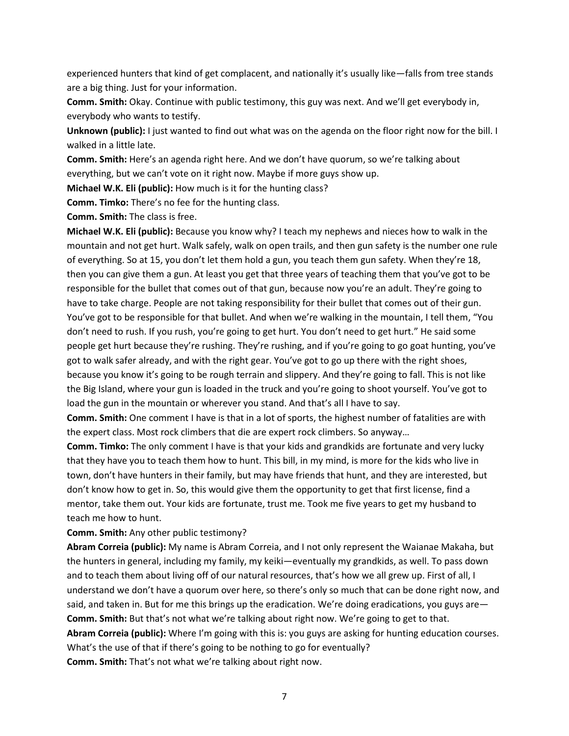experienced hunters that kind of get complacent, and nationally it's usually like—falls from tree stands are a big thing. Just for your information.

**Comm. Smith:** Okay. Continue with public testimony, this guy was next. And we'll get everybody in, everybody who wants to testify.

**Unknown (public):** I just wanted to find out what was on the agenda on the floor right now for the bill. I walked in a little late.

**Comm. Smith:** Here's an agenda right here. And we don't have quorum, so we're talking about everything, but we can't vote on it right now. Maybe if more guys show up.

**Michael W.K. Eli (public):** How much is it for the hunting class?

**Comm. Timko:** There's no fee for the hunting class.

**Comm. Smith:** The class is free.

**Michael W.K. Eli (public):** Because you know why? I teach my nephews and nieces how to walk in the mountain and not get hurt. Walk safely, walk on open trails, and then gun safety is the number one rule of everything. So at 15, you don't let them hold a gun, you teach them gun safety. When they're 18, then you can give them a gun. At least you get that three years of teaching them that you've got to be responsible for the bullet that comes out of that gun, because now you're an adult. They're going to have to take charge. People are not taking responsibility for their bullet that comes out of their gun. You've got to be responsible for that bullet. And when we're walking in the mountain, I tell them, "You don't need to rush. If you rush, you're going to get hurt. You don't need to get hurt." He said some people get hurt because they're rushing. They're rushing, and if you're going to go goat hunting, you've got to walk safer already, and with the right gear. You've got to go up there with the right shoes, because you know it's going to be rough terrain and slippery. And they're going to fall. This is not like the Big Island, where your gun is loaded in the truck and you're going to shoot yourself. You've got to load the gun in the mountain or wherever you stand. And that's all I have to say.

**Comm. Smith:** One comment I have is that in a lot of sports, the highest number of fatalities are with the expert class. Most rock climbers that die are expert rock climbers. So anyway…

**Comm. Timko:** The only comment I have is that your kids and grandkids are fortunate and very lucky that they have you to teach them how to hunt. This bill, in my mind, is more for the kids who live in town, don't have hunters in their family, but may have friends that hunt, and they are interested, but don't know how to get in. So, this would give them the opportunity to get that first license, find a mentor, take them out. Your kids are fortunate, trust me. Took me five years to get my husband to teach me how to hunt.

**Comm. Smith:** Any other public testimony?

**Abram Correia (public):** My name is Abram Correia, and I not only represent the Waianae Makaha, but the hunters in general, including my family, my keiki—eventually my grandkids, as well. To pass down and to teach them about living off of our natural resources, that's how we all grew up. First of all, I understand we don't have a quorum over here, so there's only so much that can be done right now, and said, and taken in. But for me this brings up the eradication. We're doing eradications, you guys are—

**Comm. Smith:** But that's not what we're talking about right now. We're going to get to that.

**Abram Correia (public):** Where I'm going with this is: you guys are asking for hunting education courses. What's the use of that if there's going to be nothing to go for eventually?

**Comm. Smith:** That's not what we're talking about right now.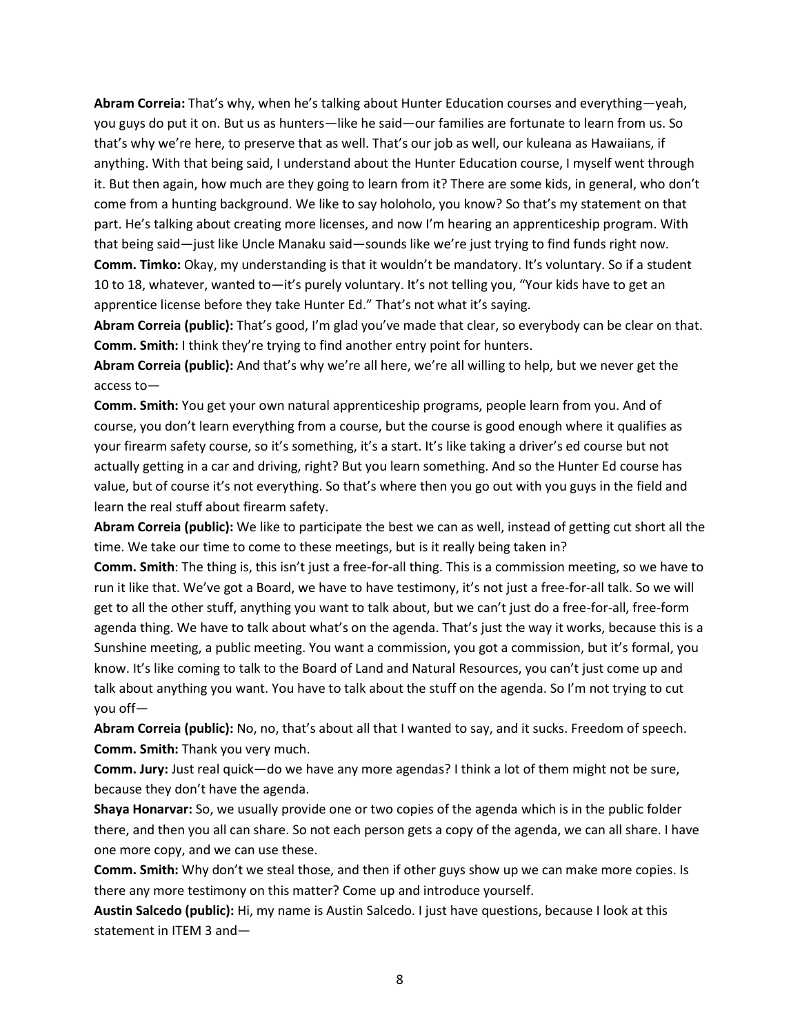**Abram Correia:** That's why, when he's talking about Hunter Education courses and everything—yeah, you guys do put it on. But us as hunters—like he said—our families are fortunate to learn from us. So that's why we're here, to preserve that as well. That's our job as well, our kuleana as Hawaiians, if anything. With that being said, I understand about the Hunter Education course, I myself went through it. But then again, how much are they going to learn from it? There are some kids, in general, who don't come from a hunting background. We like to say holoholo, you know? So that's my statement on that part. He's talking about creating more licenses, and now I'm hearing an apprenticeship program. With that being said—just like Uncle Manaku said—sounds like we're just trying to find funds right now.

**Comm. Timko:** Okay, my understanding is that it wouldn't be mandatory. It's voluntary. So if a student 10 to 18, whatever, wanted to—it's purely voluntary. It's not telling you, "Your kids have to get an apprentice license before they take Hunter Ed." That's not what it's saying.

**Abram Correia (public):** That's good, I'm glad you've made that clear, so everybody can be clear on that.

**Comm. Smith:** I think they're trying to find another entry point for hunters.

**Abram Correia (public):** And that's why we're all here, we're all willing to help, but we never get the access to—

**Comm. Smith:** You get your own natural apprenticeship programs, people learn from you. And of course, you don't learn everything from a course, but the course is good enough where it qualifies as your firearm safety course, so it's something, it's a start. It's like taking a driver's ed course but not actually getting in a car and driving, right? But you learn something. And so the Hunter Ed course has value, but of course it's not everything. So that's where then you go out with you guys in the field and learn the real stuff about firearm safety.

**Abram Correia (public):** We like to participate the best we can as well, instead of getting cut short all the time. We take our time to come to these meetings, but is it really being taken in?

**Comm. Smith**: The thing is, this isn't just a free-for-all thing. This is a commission meeting, so we have to run it like that. We've got a Board, we have to have testimony, it's not just a free-for-all talk. So we will get to all the other stuff, anything you want to talk about, but we can't just do a free-for-all, free-form agenda thing. We have to talk about what's on the agenda. That's just the way it works, because this is a Sunshine meeting, a public meeting. You want a commission, you got a commission, but it's formal, you know. It's like coming to talk to the Board of Land and Natural Resources, you can't just come up and talk about anything you want. You have to talk about the stuff on the agenda. So I'm not trying to cut you off—

**Abram Correia (public):** No, no, that's about all that I wanted to say, and it sucks. Freedom of speech.

**Comm. Smith:** Thank you very much.

**Comm. Jury:** Just real quick—do we have any more agendas? I think a lot of them might not be sure, because they don't have the agenda.

**Shaya Honarvar:** So, we usually provide one or two copies of the agenda which is in the public folder there, and then you all can share. So not each person gets a copy of the agenda, we can all share. I have one more copy, and we can use these.

**Comm. Smith:** Why don't we steal those, and then if other guys show up we can make more copies. Is there any more testimony on this matter? Come up and introduce yourself.

**Austin Salcedo (public):** Hi, my name is Austin Salcedo. I just have questions, because I look at this statement in ITEM 3 and—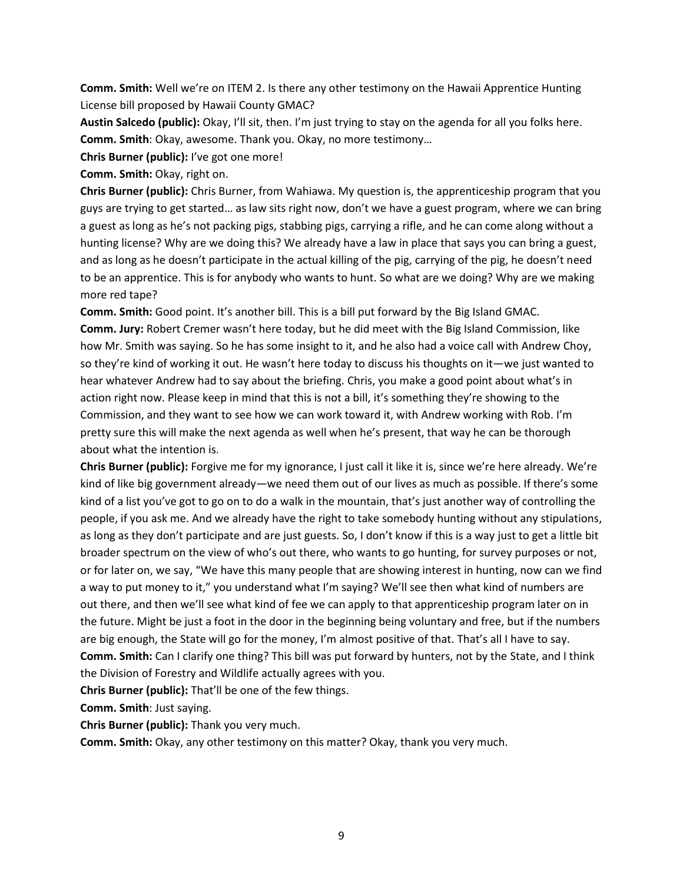**Comm. Smith:** Well we're on ITEM 2. Is there any other testimony on the Hawaii Apprentice Hunting License bill proposed by Hawaii County GMAC?

**Austin Salcedo (public):** Okay, I'll sit, then. I'm just trying to stay on the agenda for all you folks here.

**Comm. Smith**: Okay, awesome. Thank you. Okay, no more testimony…

**Chris Burner (public):** I've got one more!

**Comm. Smith:** Okay, right on.

**Chris Burner (public):** Chris Burner, from Wahiawa. My question is, the apprenticeship program that you guys are trying to get started… as law sits right now, don't we have a guest program, where we can bring a guest as long as he's not packing pigs, stabbing pigs, carrying a rifle, and he can come along without a hunting license? Why are we doing this? We already have a law in place that says you can bring a guest, and as long as he doesn't participate in the actual killing of the pig, carrying of the pig, he doesn't need to be an apprentice. This is for anybody who wants to hunt. So what are we doing? Why are we making more red tape?

**Comm. Smith:** Good point. It's another bill. This is a bill put forward by the Big Island GMAC.

**Comm. Jury:** Robert Cremer wasn't here today, but he did meet with the Big Island Commission, like how Mr. Smith was saying. So he has some insight to it, and he also had a voice call with Andrew Choy, so they're kind of working it out. He wasn't here today to discuss his thoughts on it—we just wanted to hear whatever Andrew had to say about the briefing. Chris, you make a good point about what's in action right now. Please keep in mind that this is not a bill, it's something they're showing to the Commission, and they want to see how we can work toward it, with Andrew working with Rob. I'm pretty sure this will make the next agenda as well when he's present, that way he can be thorough about what the intention is.

**Chris Burner (public):** Forgive me for my ignorance, I just call it like it is, since we're here already. We're kind of like big government already—we need them out of our lives as much as possible. If there's some kind of a list you've got to go on to do a walk in the mountain, that's just another way of controlling the people, if you ask me. And we already have the right to take somebody hunting without any stipulations, as long as they don't participate and are just guests. So, I don't know if this is a way just to get a little bit broader spectrum on the view of who's out there, who wants to go hunting, for survey purposes or not, or for later on, we say, "We have this many people that are showing interest in hunting, now can we find a way to put money to it," you understand what I'm saying? We'll see then what kind of numbers are out there, and then we'll see what kind of fee we can apply to that apprenticeship program later on in the future. Might be just a foot in the door in the beginning being voluntary and free, but if the numbers are big enough, the State will go for the money, I'm almost positive of that. That's all I have to say.

**Comm. Smith:** Can I clarify one thing? This bill was put forward by hunters, not by the State, and I think the Division of Forestry and Wildlife actually agrees with you.

**Chris Burner (public):** That'll be one of the few things.

**Comm. Smith**: Just saying.

**Chris Burner (public):** Thank you very much.

**Comm. Smith:** Okay, any other testimony on this matter? Okay, thank you very much.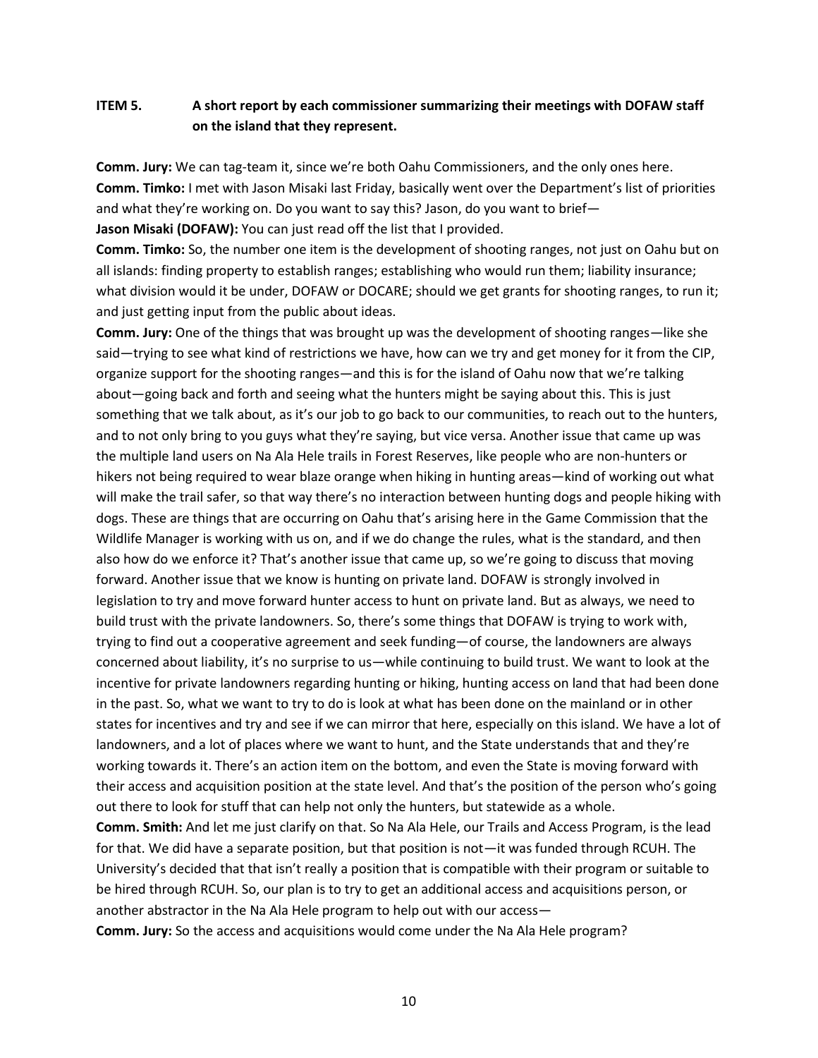**ITEM 5. A short report by each commissioner summarizing their meetings with DOFAW staff on the island that they represent.**

**Comm. Jury:** We can tag-team it, since we're both Oahu Commissioners, and the only ones here.

**Comm. Timko:** I met with Jason Misaki last Friday, basically went over the Department's list of priorities and what they're working on. Do you want to say this? Jason, do you want to brief—

**Jason Misaki (DOFAW):** You can just read off the list that I provided.

**Comm. Timko:** So, the number one item is the development of shooting ranges, not just on Oahu but on all islands: finding property to establish ranges; establishing who would run them; liability insurance; what division would it be under, DOFAW or DOCARE; should we get grants for shooting ranges, to run it; and just getting input from the public about ideas.

**Comm. Jury:** One of the things that was brought up was the development of shooting ranges—like she said—trying to see what kind of restrictions we have, how can we try and get money for it from the CIP, organize support for the shooting ranges—and this is for the island of Oahu now that we're talking about—going back and forth and seeing what the hunters might be saying about this. This is just something that we talk about, as it's our job to go back to our communities, to reach out to the hunters, and to not only bring to you guys what they're saying, but vice versa. Another issue that came up was the multiple land users on Na Ala Hele trails in Forest Reserves, like people who are non-hunters or hikers not being required to wear blaze orange when hiking in hunting areas—kind of working out what will make the trail safer, so that way there's no interaction between hunting dogs and people hiking with dogs. These are things that are occurring on Oahu that's arising here in the Game Commission that the Wildlife Manager is working with us on, and if we do change the rules, what is the standard, and then also how do we enforce it? That's another issue that came up, so we're going to discuss that moving forward. Another issue that we know is hunting on private land. DOFAW is strongly involved in legislation to try and move forward hunter access to hunt on private land. But as always, we need to build trust with the private landowners. So, there's some things that DOFAW is trying to work with, trying to find out a cooperative agreement and seek funding—of course, the landowners are always concerned about liability, it's no surprise to us—while continuing to build trust. We want to look at the incentive for private landowners regarding hunting or hiking, hunting access on land that had been done in the past. So, what we want to try to do is look at what has been done on the mainland or in other states for incentives and try and see if we can mirror that here, especially on this island. We have a lot of landowners, and a lot of places where we want to hunt, and the State understands that and they're working towards it. There's an action item on the bottom, and even the State is moving forward with their access and acquisition position at the state level. And that's the position of the person who's going out there to look for stuff that can help not only the hunters, but statewide as a whole.

**Comm. Smith:** And let me just clarify on that. So Na Ala Hele, our Trails and Access Program, is the lead for that. We did have a separate position, but that position is not—it was funded through RCUH. The University's decided that that isn't really a position that is compatible with their program or suitable to be hired through RCUH. So, our plan is to try to get an additional access and acquisitions person, or another abstractor in the Na Ala Hele program to help out with our access—

**Comm. Jury:** So the access and acquisitions would come under the Na Ala Hele program?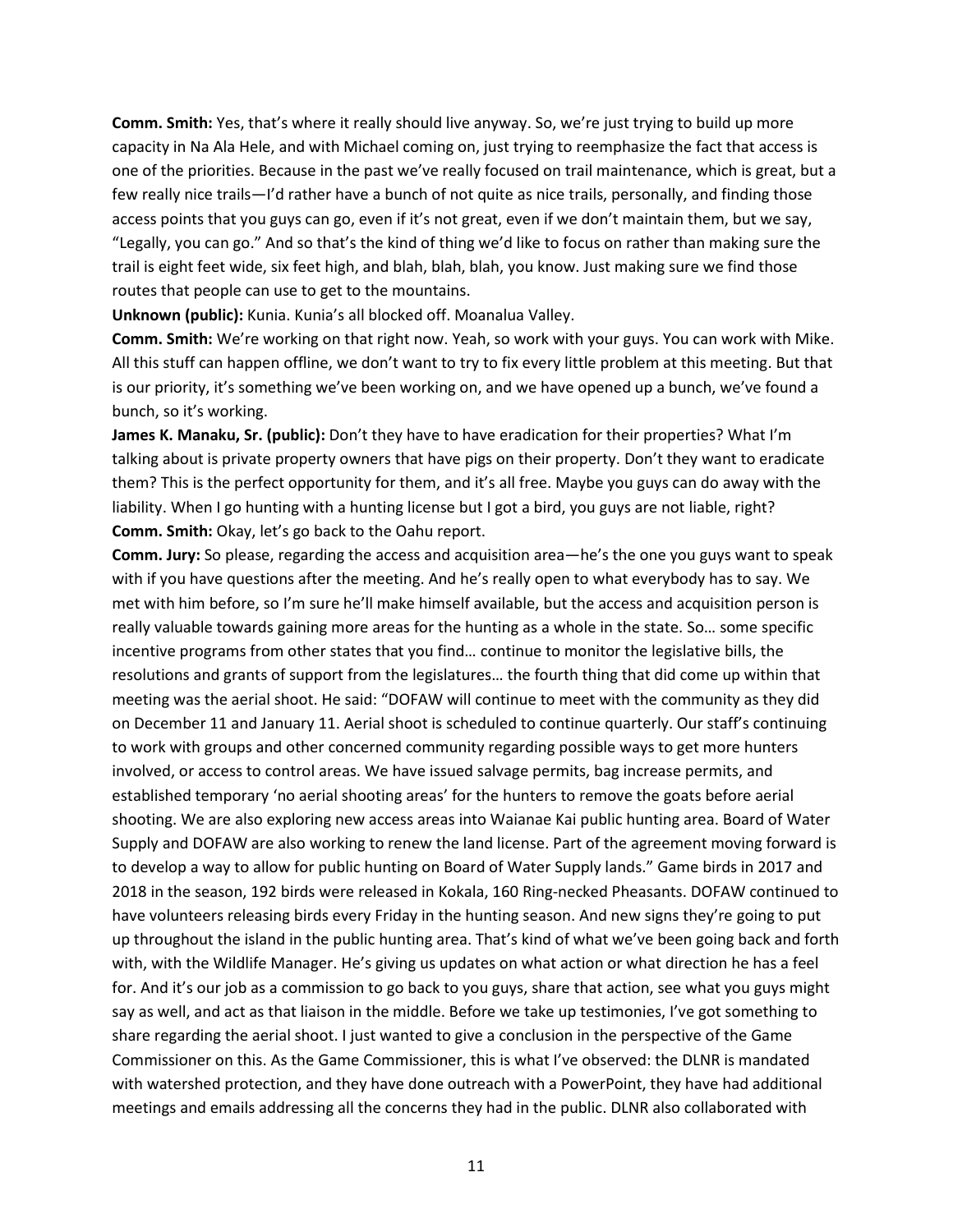**Comm. Smith:** Yes, that's where it really should live anyway. So, we're just trying to build up more capacity in Na Ala Hele, and with Michael coming on, just trying to reemphasize the fact that access is one of the priorities. Because in the past we've really focused on trail maintenance, which is great, but a few really nice trails—I'd rather have a bunch of not quite as nice trails, personally, and finding those access points that you guys can go, even if it's not great, even if we don't maintain them, but we say, "Legally, you can go." And so that's the kind of thing we'd like to focus on rather than making sure the trail is eight feet wide, six feet high, and blah, blah, blah, you know. Just making sure we find those routes that people can use to get to the mountains.

**Unknown (public):** Kunia. Kunia's all blocked off. Moanalua Valley.

**Comm. Smith:** We're working on that right now. Yeah, so work with your guys. You can work with Mike. All this stuff can happen offline, we don't want to try to fix every little problem at this meeting. But that is our priority, it's something we've been working on, and we have opened up a bunch, we've found a bunch, so it's working.

**James K. Manaku, Sr. (public):** Don't they have to have eradication for their properties? What I'm talking about is private property owners that have pigs on their property. Don't they want to eradicate them? This is the perfect opportunity for them, and it's all free. Maybe you guys can do away with the liability. When I go hunting with a hunting license but I got a bird, you guys are not liable, right?

**Comm. Smith:** Okay, let's go back to the Oahu report.

**Comm. Jury:** So please, regarding the access and acquisition area—he's the one you guys want to speak with if you have questions after the meeting. And he's really open to what everybody has to say. We met with him before, so I'm sure he'll make himself available, but the access and acquisition person is really valuable towards gaining more areas for the hunting as a whole in the state. So… some specific incentive programs from other states that you find… continue to monitor the legislative bills, the resolutions and grants of support from the legislatures… the fourth thing that did come up within that meeting was the aerial shoot. He said: "DOFAW will continue to meet with the community as they did on December 11 and January 11. Aerial shoot is scheduled to continue quarterly. Our staff's continuing to work with groups and other concerned community regarding possible ways to get more hunters involved, or access to control areas. We have issued salvage permits, bag increase permits, and established temporary 'no aerial shooting areas' for the hunters to remove the goats before aerial shooting. We are also exploring new access areas into Waianae Kai public hunting area. Board of Water Supply and DOFAW are also working to renew the land license. Part of the agreement moving forward is to develop a way to allow for public hunting on Board of Water Supply lands." Game birds in 2017 and 2018 in the season, 192 birds were released in Kokala, 160 Ring-necked Pheasants. DOFAW continued to have volunteers releasing birds every Friday in the hunting season. And new signs they're going to put up throughout the island in the public hunting area. That's kind of what we've been going back and forth with, with the Wildlife Manager. He's giving us updates on what action or what direction he has a feel for. And it's our job as a commission to go back to you guys, share that action, see what you guys might say as well, and act as that liaison in the middle. Before we take up testimonies, I've got something to share regarding the aerial shoot. I just wanted to give a conclusion in the perspective of the Game Commissioner on this. As the Game Commissioner, this is what I've observed: the DLNR is mandated with watershed protection, and they have done outreach with a PowerPoint, they have had additional meetings and emails addressing all the concerns they had in the public. DLNR also collaborated with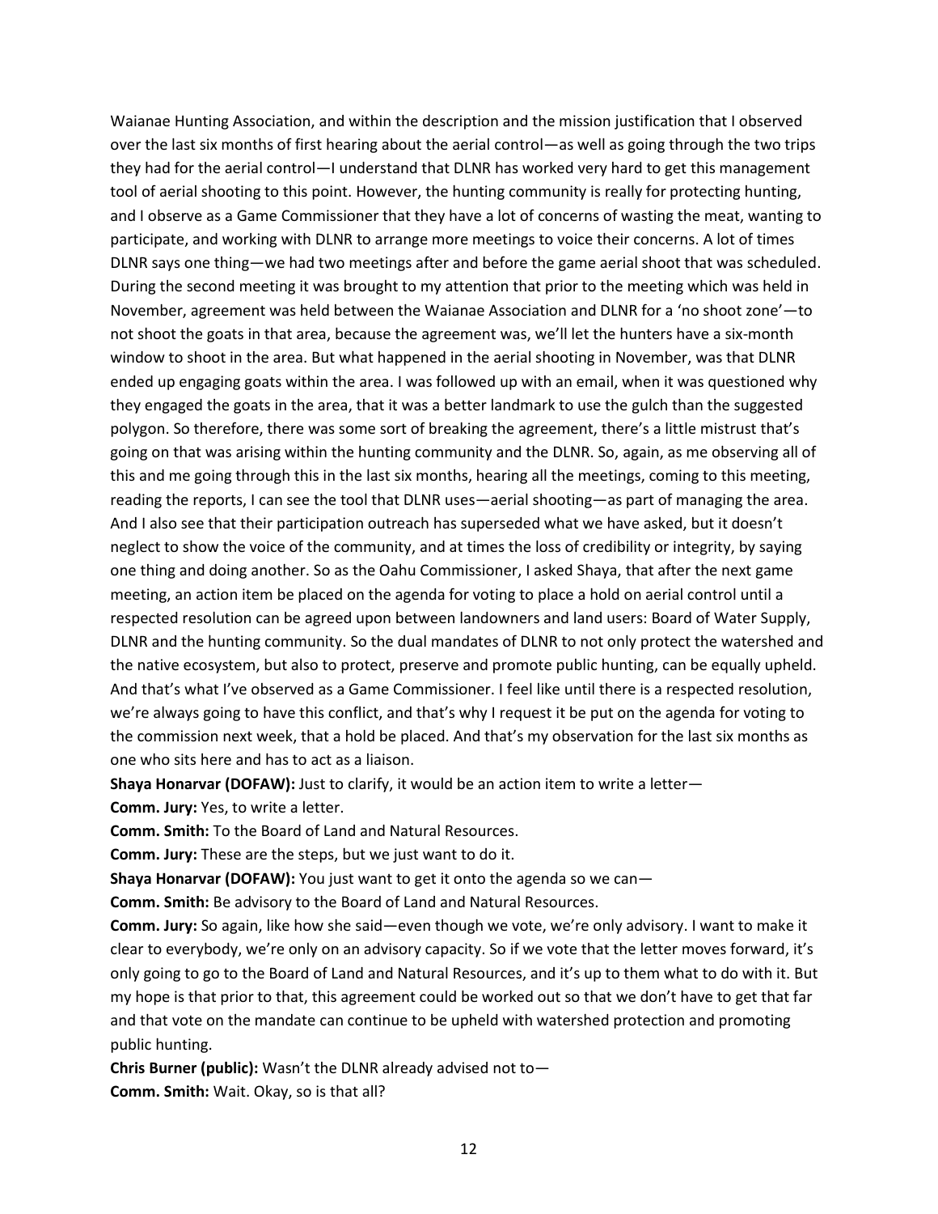Waianae Hunting Association, and within the description and the mission justification that I observed over the last six months of first hearing about the aerial control—as well as going through the two trips they had for the aerial control—I understand that DLNR has worked very hard to get this management tool of aerial shooting to this point. However, the hunting community is really for protecting hunting, and I observe as a Game Commissioner that they have a lot of concerns of wasting the meat, wanting to participate, and working with DLNR to arrange more meetings to voice their concerns. A lot of times DLNR says one thing—we had two meetings after and before the game aerial shoot that was scheduled. During the second meeting it was brought to my attention that prior to the meeting which was held in November, agreement was held between the Waianae Association and DLNR for a 'no shoot zone'—to not shoot the goats in that area, because the agreement was, we'll let the hunters have a six-month window to shoot in the area. But what happened in the aerial shooting in November, was that DLNR ended up engaging goats within the area. I was followed up with an email, when it was questioned why they engaged the goats in the area, that it was a better landmark to use the gulch than the suggested polygon. So therefore, there was some sort of breaking the agreement, there's a little mistrust that's going on that was arising within the hunting community and the DLNR. So, again, as me observing all of this and me going through this in the last six months, hearing all the meetings, coming to this meeting, reading the reports, I can see the tool that DLNR uses—aerial shooting—as part of managing the area. And I also see that their participation outreach has superseded what we have asked, but it doesn't neglect to show the voice of the community, and at times the loss of credibility or integrity, by saying one thing and doing another. So as the Oahu Commissioner, I asked Shaya, that after the next game meeting, an action item be placed on the agenda for voting to place a hold on aerial control until a respected resolution can be agreed upon between landowners and land users: Board of Water Supply, DLNR and the hunting community. So the dual mandates of DLNR to not only protect the watershed and the native ecosystem, but also to protect, preserve and promote public hunting, can be equally upheld. And that's what I've observed as a Game Commissioner. I feel like until there is a respected resolution, we're always going to have this conflict, and that's why I request it be put on the agenda for voting to the commission next week, that a hold be placed. And that's my observation for the last six months as one who sits here and has to act as a liaison.

**Shaya Honarvar (DOFAW):** Just to clarify, it would be an action item to write a letter—

**Comm. Jury:** Yes, to write a letter.

**Comm. Smith:** To the Board of Land and Natural Resources.

**Comm. Jury:** These are the steps, but we just want to do it.

**Shaya Honarvar (DOFAW):** You just want to get it onto the agenda so we can—

**Comm. Smith:** Be advisory to the Board of Land and Natural Resources.

**Comm. Jury:** So again, like how she said—even though we vote, we're only advisory. I want to make it clear to everybody, we're only on an advisory capacity. So if we vote that the letter moves forward, it's only going to go to the Board of Land and Natural Resources, and it's up to them what to do with it. But my hope is that prior to that, this agreement could be worked out so that we don't have to get that far and that vote on the mandate can continue to be upheld with watershed protection and promoting public hunting.

**Chris Burner (public):** Wasn't the DLNR already advised not to—

**Comm. Smith:** Wait. Okay, so is that all?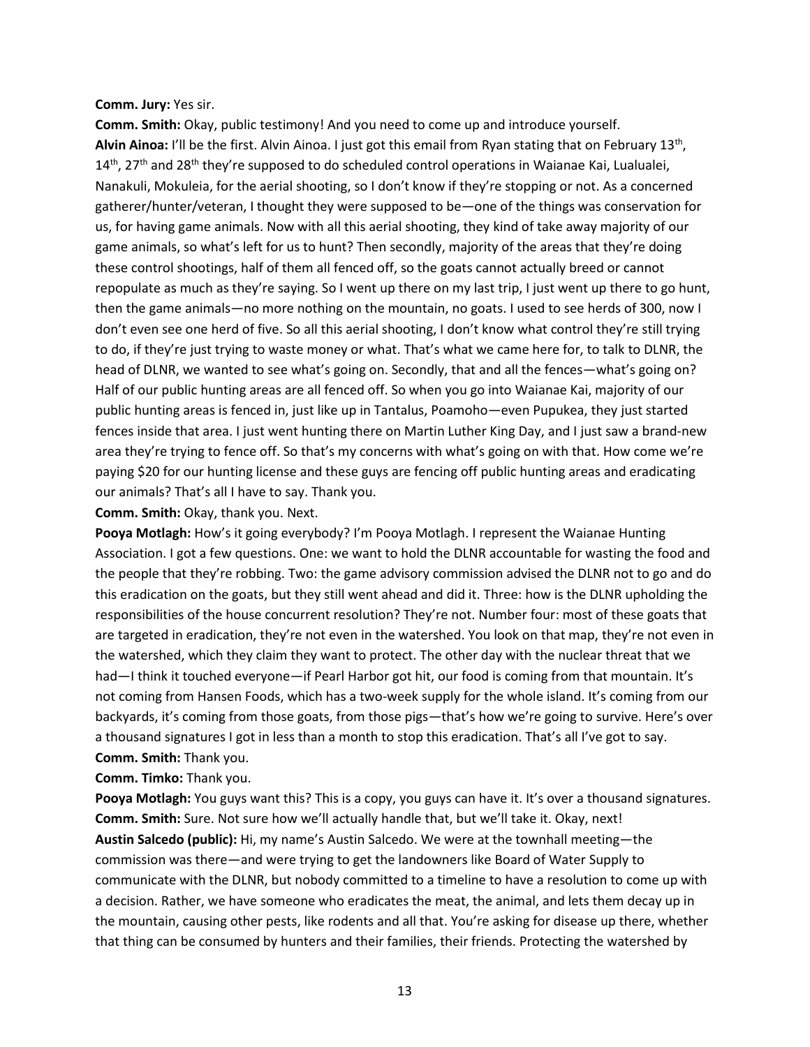**Comm. Jury:** Yes sir.

**Comm. Smith:** Okay, public testimony! And you need to come up and introduce yourself.

**Alvin Ainoa:** I'll be the first. Alvin Ainoa. I just got this email from Ryan stating that on February 13th, 14th, 27th and 28th they're supposed to do scheduled control operations in Waianae Kai, Lualualei, Nanakuli, Mokuleia, for the aerial shooting, so I don't know if they're stopping or not. As a concerned gatherer/hunter/veteran, I thought they were supposed to be—one of the things was conservation for us, for having game animals. Now with all this aerial shooting, they kind of take away majority of our game animals, so what's left for us to hunt? Then secondly, majority of the areas that they're doing these control shootings, half of them all fenced off, so the goats cannot actually breed or cannot repopulate as much as they're saying. So I went up there on my last trip, I just went up there to go hunt, then the game animals—no more nothing on the mountain, no goats. I used to see herds of 300, now I don't even see one herd of five. So all this aerial shooting, I don't know what control they're still trying to do, if they're just trying to waste money or what. That's what we came here for, to talk to DLNR, the head of DLNR, we wanted to see what's going on. Secondly, that and all the fences—what's going on? Half of our public hunting areas are all fenced off. So when you go into Waianae Kai, majority of our public hunting areas is fenced in, just like up in Tantalus, Poamoho—even Pupukea, they just started fences inside that area. I just went hunting there on Martin Luther King Day, and I just saw a brand-new area they're trying to fence off. So that's my concerns with what's going on with that. How come we're paying $20 for our hunting license and these guys are fencing off public hunting areas and eradicating our animals? That's all I have to say. Thank you.

**Comm. Smith:** Okay, thank you. Next.

**Pooya Motlagh:** How's it going everybody? I'm Pooya Motlagh. I represent the Waianae Hunting Association. I got a few questions. One: we want to hold the DLNR accountable for wasting the food and the people that they're robbing. Two: the game advisory commission advised the DLNR not to go and do this eradication on the goats, but they still went ahead and did it. Three: how is the DLNR upholding the responsibilities of the house concurrent resolution? They're not. Number four: most of these goats that are targeted in eradication, they're not even in the watershed. You look on that map, they're not even in the watershed, which they claim they want to protect. The other day with the nuclear threat that we had—I think it touched everyone—if Pearl Harbor got hit, our food is coming from that mountain. It's not coming from Hansen Foods, which has a two-week supply for the whole island. It's coming from our backyards, it's coming from those goats, from those pigs—that's how we're going to survive. Here's over a thousand signatures I got in less than a month to stop this eradication. That's all I've got to say.

**Comm. Smith:** Thank you.

**Comm. Timko:** Thank you.

**Pooya Motlagh:** You guys want this? This is a copy, you guys can have it. It's over a thousand signatures.

**Comm. Smith:** Sure. Not sure how we'll actually handle that, but we'll take it. Okay, next!

**Austin Salcedo (public):** Hi, my name's Austin Salcedo. We were at the townhall meeting—the commission was there—and were trying to get the landowners like Board of Water Supply to communicate with the DLNR, but nobody committed to a timeline to have a resolution to come up with a decision. Rather, we have someone who eradicates the meat, the animal, and lets them decay up in the mountain, causing other pests, like rodents and all that. You're asking for disease up there, whether that thing can be consumed by hunters and their families, their friends. Protecting the watershed by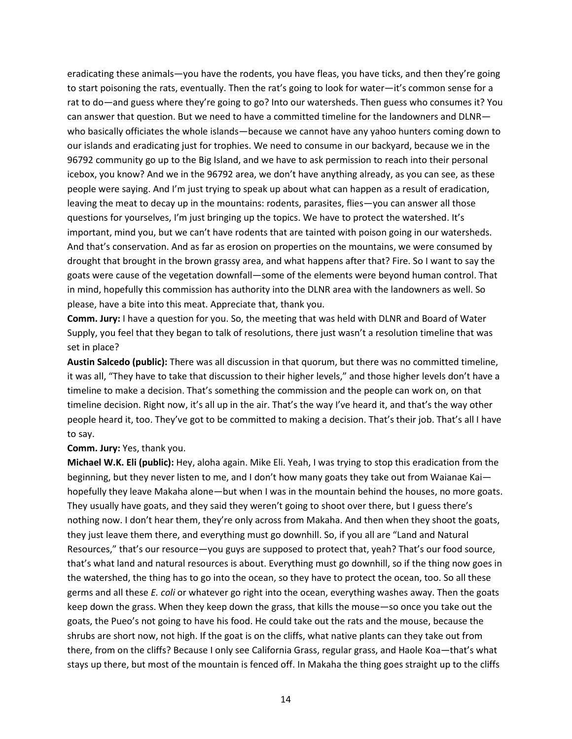eradicating these animals—you have the rodents, you have fleas, you have ticks, and then they're going to start poisoning the rats, eventually. Then the rat's going to look for water—it's common sense for a rat to do—and guess where they're going to go? Into our watersheds. Then guess who consumes it? You can answer that question. But we need to have a committed timeline for the landowners and DLNR—who basically officiates the whole islands—because we cannot have any yahoo hunters coming down to our islands and eradicating just for trophies. We need to consume in our backyard, because we in the 96792 community go up to the Big Island, and we have to ask permission to reach into their personal icebox, you know? And we in the 96792 area, we don't have anything already, as you can see, as these people were saying. And I'm just trying to speak up about what can happen as a result of eradication, leaving the meat to decay up in the mountains: rodents, parasites, flies—you can answer all those questions for yourselves, I'm just bringing up the topics. We have to protect the watershed. It's important, mind you, but we can't have rodents that are tainted with poison going in our watersheds. And that's conservation. And as far as erosion on properties on the mountains, we were consumed by drought that brought in the brown grassy area, and what happens after that? Fire. So I want to say the goats were cause of the vegetation downfall—some of the elements were beyond human control. That in mind, hopefully this commission has authority into the DLNR area with the landowners as well. So please, have a bite into this meat. Appreciate that, thank you.

**Comm. Jury:** I have a question for you. So, the meeting that was held with DLNR and Board of Water Supply, you feel that they began to talk of resolutions, there just wasn't a resolution timeline that was set in place?

**Austin Salcedo (public):** There was all discussion in that quorum, but there was no committed timeline, it was all, "They have to take that discussion to their higher levels," and those higher levels don't have a timeline to make a decision. That's something the commission and the people can work on, on that timeline decision. Right now, it's all up in the air. That's the way I've heard it, and that's the way other people heard it, too. They've got to be committed to making a decision. That's their job. That's all I have to say.

**Comm. Jury:** Yes, thank you.

**Michael W.K. Eli (public):** Hey, aloha again. Mike Eli. Yeah, I was trying to stop this eradication from the beginning, but they never listen to me, and I don't how many goats they take out from Waianae Kai—hopefully they leave Makaha alone—but when I was in the mountain behind the houses, no more goats. They usually have goats, and they said they weren't going to shoot over there, but I guess there's nothing now. I don't hear them, they're only across from Makaha. And then when they shoot the goats, they just leave them there, and everything must go downhill. So, if you all are "Land and Natural Resources," that's our resource—you guys are supposed to protect that, yeah? That's our food source, that's what land and natural resources is about. Everything must go downhill, so if the thing now goes in the watershed, the thing has to go into the ocean, so they have to protect the ocean, too. So all these germs and all these *E. coli* or whatever go right into the ocean, everything washes away. Then the goats keep down the grass. When they keep down the grass, that kills the mouse—so once you take out the goats, the Pueo's not going to have his food. He could take out the rats and the mouse, because the shrubs are short now, not high. If the goat is on the cliffs, what native plants can they take out from there, from on the cliffs? Because I only see California Grass, regular grass, and Haole Koa—that's what stays up there, but most of the mountain is fenced off. In Makaha the thing goes straight up to the cliffs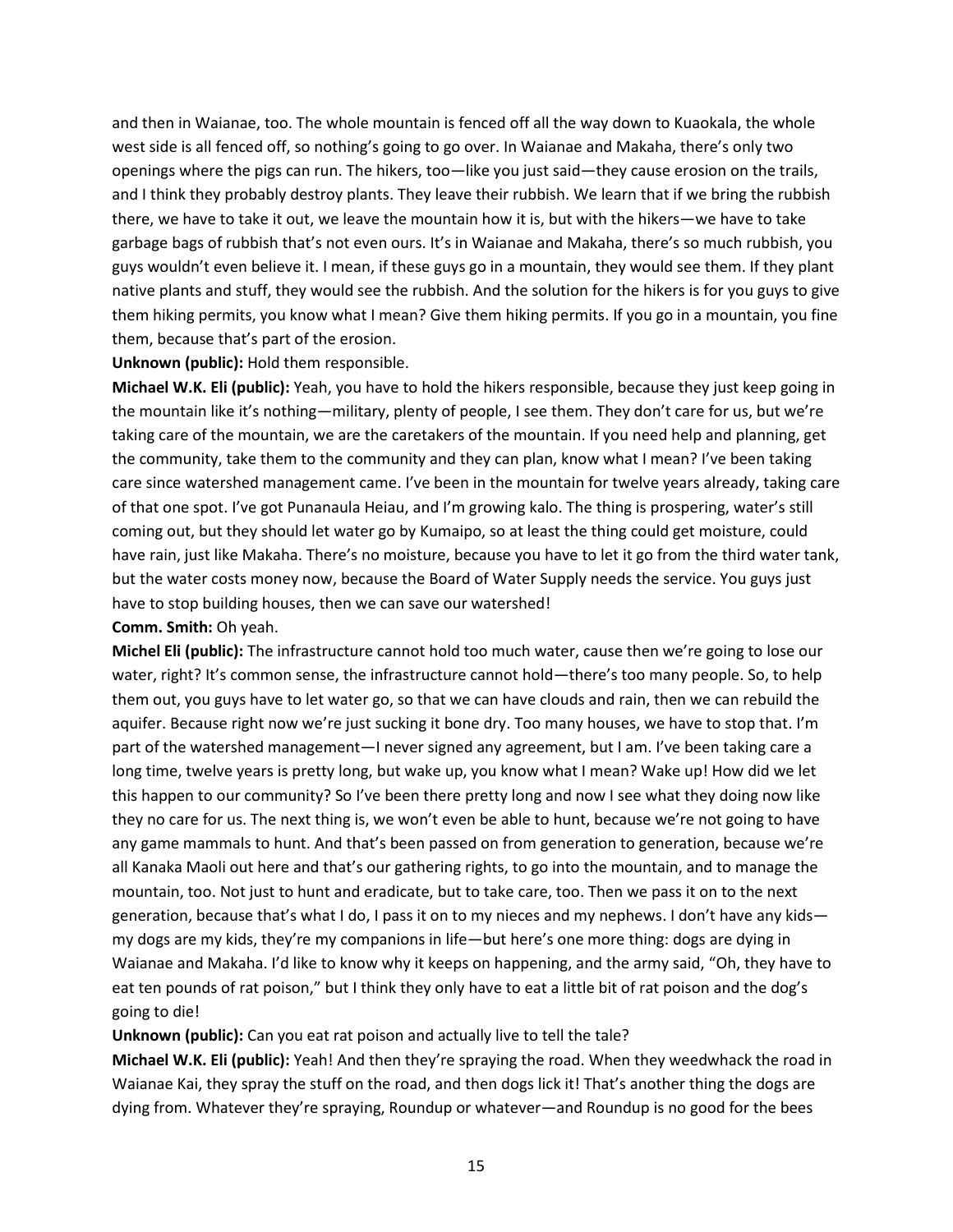and then in Waianae, too. The whole mountain is fenced off all the way down to Kuaokala, the whole west side is all fenced off, so nothing's going to go over. In Waianae and Makaha, there's only two openings where the pigs can run. The hikers, too—like you just said—they cause erosion on the trails, and I think they probably destroy plants. They leave their rubbish. We learn that if we bring the rubbish there, we have to take it out, we leave the mountain how it is, but with the hikers—we have to take garbage bags of rubbish that's not even ours. It's in Waianae and Makaha, there's so much rubbish, you guys wouldn't even believe it. I mean, if these guys go in a mountain, they would see them. If they plant native plants and stuff, they would see the rubbish. And the solution for the hikers is for you guys to give them hiking permits, you know what I mean? Give them hiking permits. If you go in a mountain, you fine them, because that's part of the erosion.

**Unknown (public):** Hold them responsible.

**Michael W.K. Eli (public):** Yeah, you have to hold the hikers responsible, because they just keep going in the mountain like it's nothing—military, plenty of people, I see them. They don't care for us, but we're taking care of the mountain, we are the caretakers of the mountain. If you need help and planning, get the community, take them to the community and they can plan, know what I mean? I've been taking care since watershed management came. I've been in the mountain for twelve years already, taking care of that one spot. I've got Punanaula Heiau, and I'm growing kalo. The thing is prospering, water's still coming out, but they should let water go by Kumaipo, so at least the thing could get moisture, could have rain, just like Makaha. There's no moisture, because you have to let it go from the third water tank, but the water costs money now, because the Board of Water Supply needs the service. You guys just have to stop building houses, then we can save our watershed!

**Comm. Smith:** Oh yeah.

**Michel Eli (public):** The infrastructure cannot hold too much water, cause then we're going to lose our water, right? It's common sense, the infrastructure cannot hold—there's too many people. So, to help them out, you guys have to let water go, so that we can have clouds and rain, then we can rebuild the aquifer. Because right now we're just sucking it bone dry. Too many houses, we have to stop that. I'm part of the watershed management—I never signed any agreement, but I am. I've been taking care a long time, twelve years is pretty long, but wake up, you know what I mean? Wake up! How did we let this happen to our community? So I've been there pretty long and now I see what they doing now like they no care for us. The next thing is, we won't even be able to hunt, because we're not going to have any game mammals to hunt. And that's been passed on from generation to generation, because we're all Kanaka Maoli out here and that's our gathering rights, to go into the mountain, and to manage the mountain, too. Not just to hunt and eradicate, but to take care, too. Then we pass it on to the next generation, because that's what I do, I pass it on to my nieces and my nephews. I don't have any kids—my dogs are my kids, they're my companions in life—but here's one more thing: dogs are dying in Waianae and Makaha. I'd like to know why it keeps on happening, and the army said, "Oh, they have to eat ten pounds of rat poison," but I think they only have to eat a little bit of rat poison and the dog's going to die!

**Unknown (public):** Can you eat rat poison and actually live to tell the tale?

**Michael W.K. Eli (public):** Yeah! And then they're spraying the road. When they weedwhack the road in Waianae Kai, they spray the stuff on the road, and then dogs lick it! That's another thing the dogs are dying from. Whatever they're spraying, Roundup or whatever—and Roundup is no good for the bees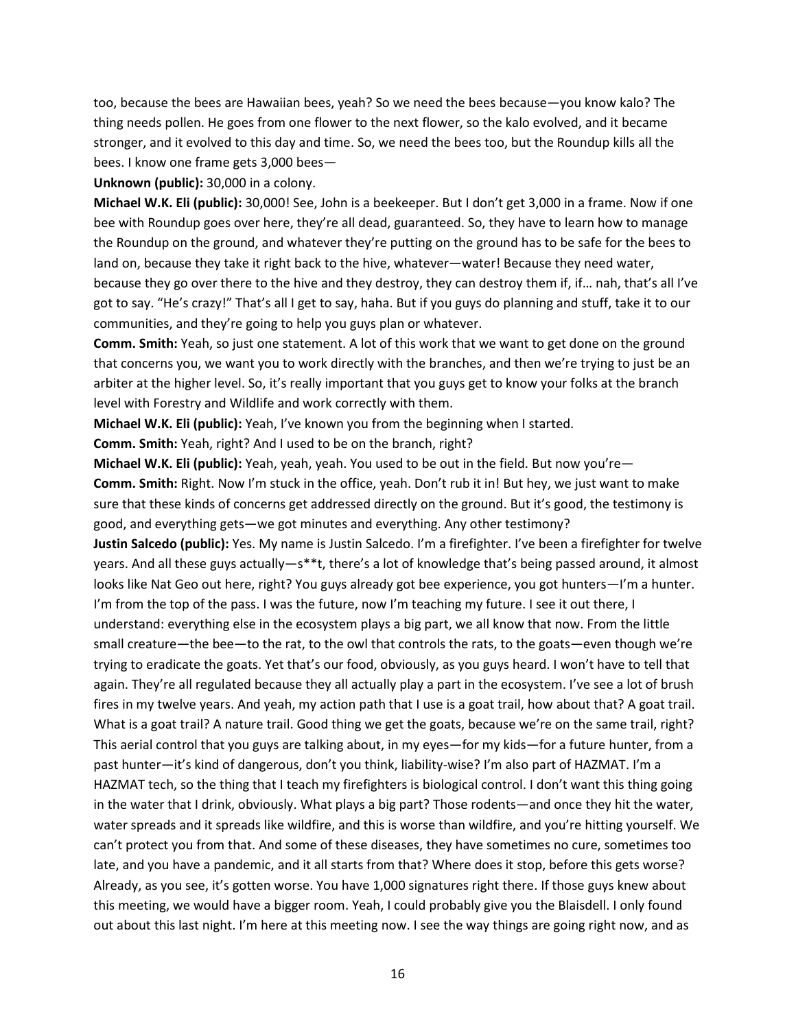too, because the bees are Hawaiian bees, yeah? So we need the bees because—you know kalo? The thing needs pollen. He goes from one flower to the next flower, so the kalo evolved, and it became stronger, and it evolved to this day and time. So, we need the bees too, but the Roundup kills all the bees. I know one frame gets 3,000 bees—

**Unknown (public):** 30,000 in a colony.

**Michael W.K. Eli (public):** 30,000! See, John is a beekeeper. But I don't get 3,000 in a frame. Now if one bee with Roundup goes over here, they're all dead, guaranteed. So, they have to learn how to manage the Roundup on the ground, and whatever they're putting on the ground has to be safe for the bees to land on, because they take it right back to the hive, whatever—water! Because they need water, because they go over there to the hive and they destroy, they can destroy them if, if… nah, that's all I've got to say. "He's crazy!" That's all I get to say, haha. But if you guys do planning and stuff, take it to our communities, and they're going to help you guys plan or whatever.

**Comm. Smith:** Yeah, so just one statement. A lot of this work that we want to get done on the ground that concerns you, we want you to work directly with the branches, and then we're trying to just be an arbiter at the higher level. So, it's really important that you guys get to know your folks at the branch level with Forestry and Wildlife and work correctly with them.

**Michael W.K. Eli (public):** Yeah, I've known you from the beginning when I started.

**Comm. Smith:** Yeah, right? And I used to be on the branch, right?

**Michael W.K. Eli (public):** Yeah, yeah, yeah. You used to be out in the field. But now you're—

**Comm. Smith:** Right. Now I'm stuck in the office, yeah. Don't rub it in! But hey, we just want to make sure that these kinds of concerns get addressed directly on the ground. But it's good, the testimony is good, and everything gets—we got minutes and everything. Any other testimony?

**Justin Salcedo (public):** Yes. My name is Justin Salcedo. I'm a firefighter. I've been a firefighter for twelve years. And all these guys actually—s**t, there's a lot of knowledge that's being passed around, it almost looks like Nat Geo out here, right? You guys already got bee experience, you got hunters—I'm a hunter. I'm from the top of the pass. I was the future, now I'm teaching my future. I see it out there, I understand: everything else in the ecosystem plays a big part, we all know that now. From the little small creature—the bee—to the rat, to the owl that controls the rats, to the goats—even though we're trying to eradicate the goats. Yet that's our food, obviously, as you guys heard. I won't have to tell that again. They're all regulated because they all actually play a part in the ecosystem. I've see a lot of brush fires in my twelve years. And yeah, my action path that I use is a goat trail, how about that? A goat trail. What is a goat trail? A nature trail. Good thing we get the goats, because we're on the same trail, right? This aerial control that you guys are talking about, in my eyes—for my kids—for a future hunter, from a past hunter—it's kind of dangerous, don't you think, liability-wise? I'm also part of HAZMAT. I'm a HAZMAT tech, so the thing that I teach my firefighters is biological control. I don't want this thing going in the water that I drink, obviously. What plays a big part? Those rodents—and once they hit the water, water spreads and it spreads like wildfire, and this is worse than wildfire, and you're hitting yourself. We can't protect you from that. And some of these diseases, they have sometimes no cure, sometimes too late, and you have a pandemic, and it all starts from that? Where does it stop, before this gets worse? Already, as you see, it's gotten worse. You have 1,000 signatures right there. If those guys knew about this meeting, we would have a bigger room. Yeah, I could probably give you the Blaisdell. I only found out about this last night. I'm here at this meeting now. I see the way things are going right now, and as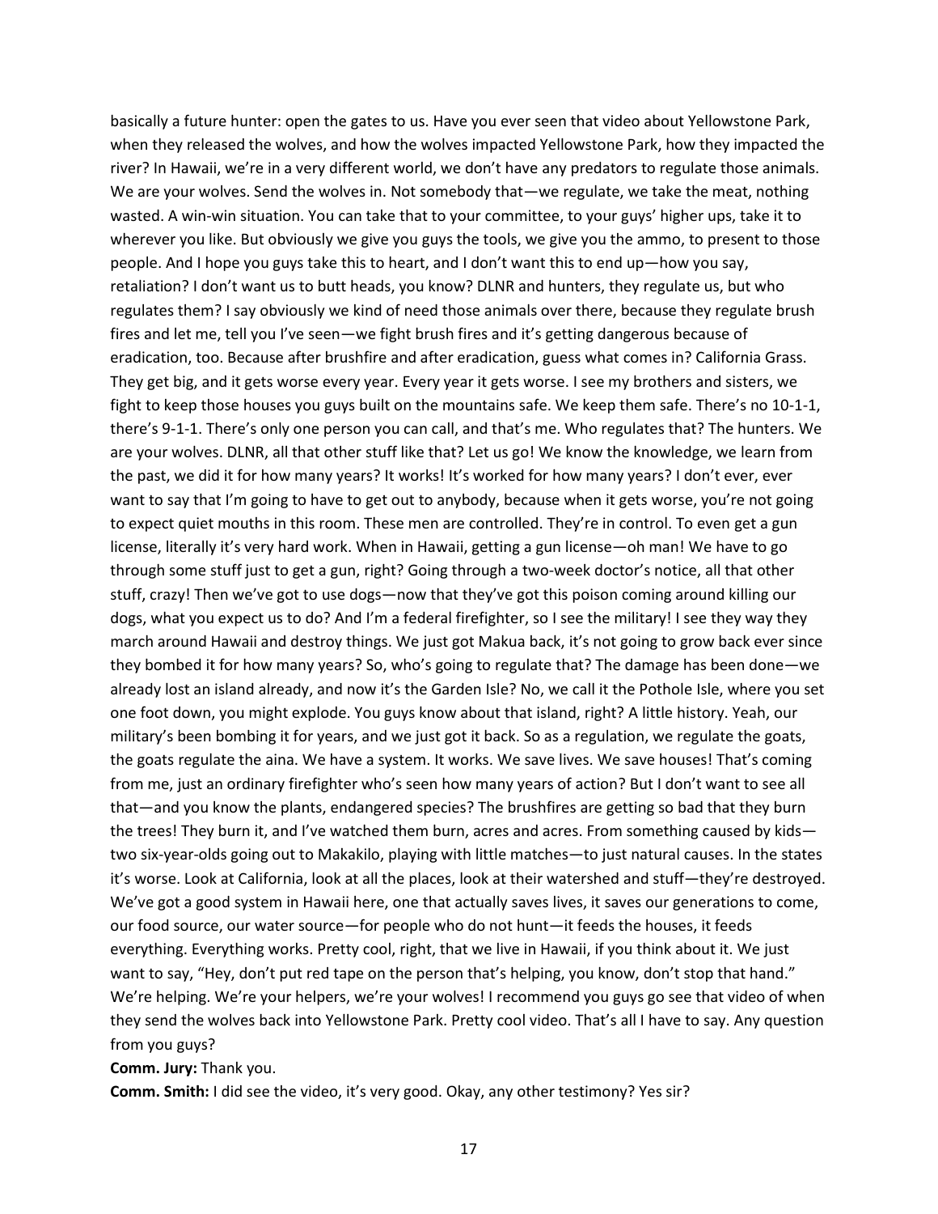basically a future hunter: open the gates to us. Have you ever seen that video about Yellowstone Park, when they released the wolves, and how the wolves impacted Yellowstone Park, how they impacted the river? In Hawaii, we're in a very different world, we don't have any predators to regulate those animals. We are your wolves. Send the wolves in. Not somebody that—we regulate, we take the meat, nothing wasted. A win-win situation. You can take that to your committee, to your guys' higher ups, take it to wherever you like. But obviously we give you guys the tools, we give you the ammo, to present to those people. And I hope you guys take this to heart, and I don't want this to end up—how you say, retaliation? I don't want us to butt heads, you know? DLNR and hunters, they regulate us, but who regulates them? I say obviously we kind of need those animals over there, because they regulate brush fires and let me, tell you I've seen—we fight brush fires and it's getting dangerous because of eradication, too. Because after brushfire and after eradication, guess what comes in? California Grass. They get big, and it gets worse every year. Every year it gets worse. I see my brothers and sisters, we fight to keep those houses you guys built on the mountains safe. We keep them safe. There's no 10-1-1, there's 9-1-1. There's only one person you can call, and that's me. Who regulates that? The hunters. We are your wolves. DLNR, all that other stuff like that? Let us go! We know the knowledge, we learn from the past, we did it for how many years? It works! It's worked for how many years? I don't ever, ever want to say that I'm going to have to get out to anybody, because when it gets worse, you're not going to expect quiet mouths in this room. These men are controlled. They're in control. To even get a gun license, literally it's very hard work. When in Hawaii, getting a gun license—oh man! We have to go through some stuff just to get a gun, right? Going through a two-week doctor's notice, all that other stuff, crazy! Then we've got to use dogs—now that they've got this poison coming around killing our dogs, what you expect us to do? And I'm a federal firefighter, so I see the military! I see they way they march around Hawaii and destroy things. We just got Makua back, it's not going to grow back ever since they bombed it for how many years? So, who's going to regulate that? The damage has been done—we already lost an island already, and now it's the Garden Isle? No, we call it the Pothole Isle, where you set one foot down, you might explode. You guys know about that island, right? A little history. Yeah, our military's been bombing it for years, and we just got it back. So as a regulation, we regulate the goats, the goats regulate the aina. We have a system. It works. We save lives. We save houses! That's coming from me, just an ordinary firefighter who's seen how many years of action? But I don't want to see all that—and you know the plants, endangered species? The brushfires are getting so bad that they burn the trees! They burn it, and I've watched them burn, acres and acres. From something caused by kids—two six-year-olds going out to Makakilo, playing with little matches—to just natural causes. In the states it's worse. Look at California, look at all the places, look at their watershed and stuff—they're destroyed. We've got a good system in Hawaii here, one that actually saves lives, it saves our generations to come, our food source, our water source—for people who do not hunt—it feeds the houses, it feeds everything. Everything works. Pretty cool, right, that we live in Hawaii, if you think about it. We just want to say, "Hey, don't put red tape on the person that's helping, you know, don't stop that hand." We're helping. We're your helpers, we're your wolves! I recommend you guys go see that video of when they send the wolves back into Yellowstone Park. Pretty cool video. That's all I have to say. Any question from you guys?

**Comm. Jury:** Thank you.

**Comm. Smith:** I did see the video, it's very good. Okay, any other testimony? Yes sir?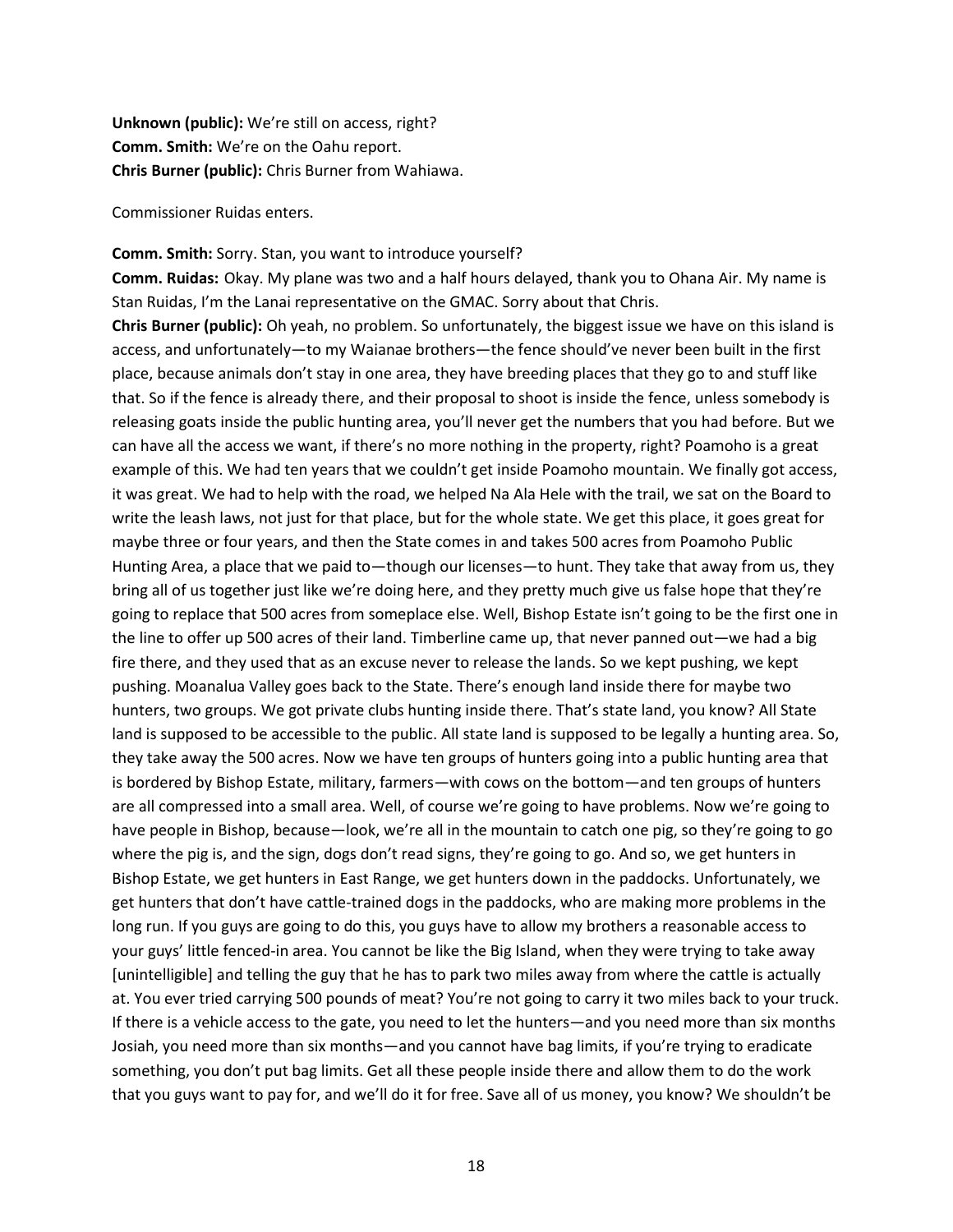**Unknown (public):** We're still on access, right?
**Comm. Smith:** We're on the Oahu report.
**Chris Burner (public):** Chris Burner from Wahiawa.

Commissioner Ruidas enters.

**Comm. Smith:** Sorry. Stan, you want to introduce yourself?
**Comm. Ruidas:** Okay. My plane was two and a half hours delayed, thank you to Ohana Air. My name is Stan Ruidas, I'm the Lanai representative on the GMAC. Sorry about that Chris.
**Chris Burner (public):** Oh yeah, no problem. So unfortunately, the biggest issue we have on this island is access, and unfortunately—to my Waianae brothers—the fence should've never been built in the first place, because animals don't stay in one area, they have breeding places that they go to and stuff like that. So if the fence is already there, and their proposal to shoot is inside the fence, unless somebody is releasing goats inside the public hunting area, you'll never get the numbers that you had before. But we can have all the access we want, if there's no more nothing in the property, right? Poamoho is a great example of this. We had ten years that we couldn't get inside Poamoho mountain. We finally got access, it was great. We had to help with the road, we helped Na Ala Hele with the trail, we sat on the Board to write the leash laws, not just for that place, but for the whole state. We get this place, it goes great for maybe three or four years, and then the State comes in and takes 500 acres from Poamoho Public Hunting Area, a place that we paid to—though our licenses—to hunt. They take that away from us, they bring all of us together just like we're doing here, and they pretty much give us false hope that they're going to replace that 500 acres from someplace else. Well, Bishop Estate isn't going to be the first one in the line to offer up 500 acres of their land. Timberline came up, that never panned out—we had a big fire there, and they used that as an excuse never to release the lands. So we kept pushing, we kept pushing. Moanalua Valley goes back to the State. There's enough land inside there for maybe two hunters, two groups. We got private clubs hunting inside there. That's state land, you know? All State land is supposed to be accessible to the public. All state land is supposed to be legally a hunting area. So, they take away the 500 acres. Now we have ten groups of hunters going into a public hunting area that is bordered by Bishop Estate, military, farmers—with cows on the bottom—and ten groups of hunters are all compressed into a small area. Well, of course we're going to have problems. Now we're going to have people in Bishop, because—look, we're all in the mountain to catch one pig, so they're going to go where the pig is, and the sign, dogs don't read signs, they're going to go. And so, we get hunters in Bishop Estate, we get hunters in East Range, we get hunters down in the paddocks. Unfortunately, we get hunters that don't have cattle-trained dogs in the paddocks, who are making more problems in the long run. If you guys are going to do this, you guys have to allow my brothers a reasonable access to your guys' little fenced-in area. You cannot be like the Big Island, when they were trying to take away [unintelligible] and telling the guy that he has to park two miles away from where the cattle is actually at. You ever tried carrying 500 pounds of meat? You're not going to carry it two miles back to your truck. If there is a vehicle access to the gate, you need to let the hunters—and you need more than six months Josiah, you need more than six months—and you cannot have bag limits, if you're trying to eradicate something, you don't put bag limits. Get all these people inside there and allow them to do the work that you guys want to pay for, and we'll do it for free. Save all of us money, you know? We shouldn't be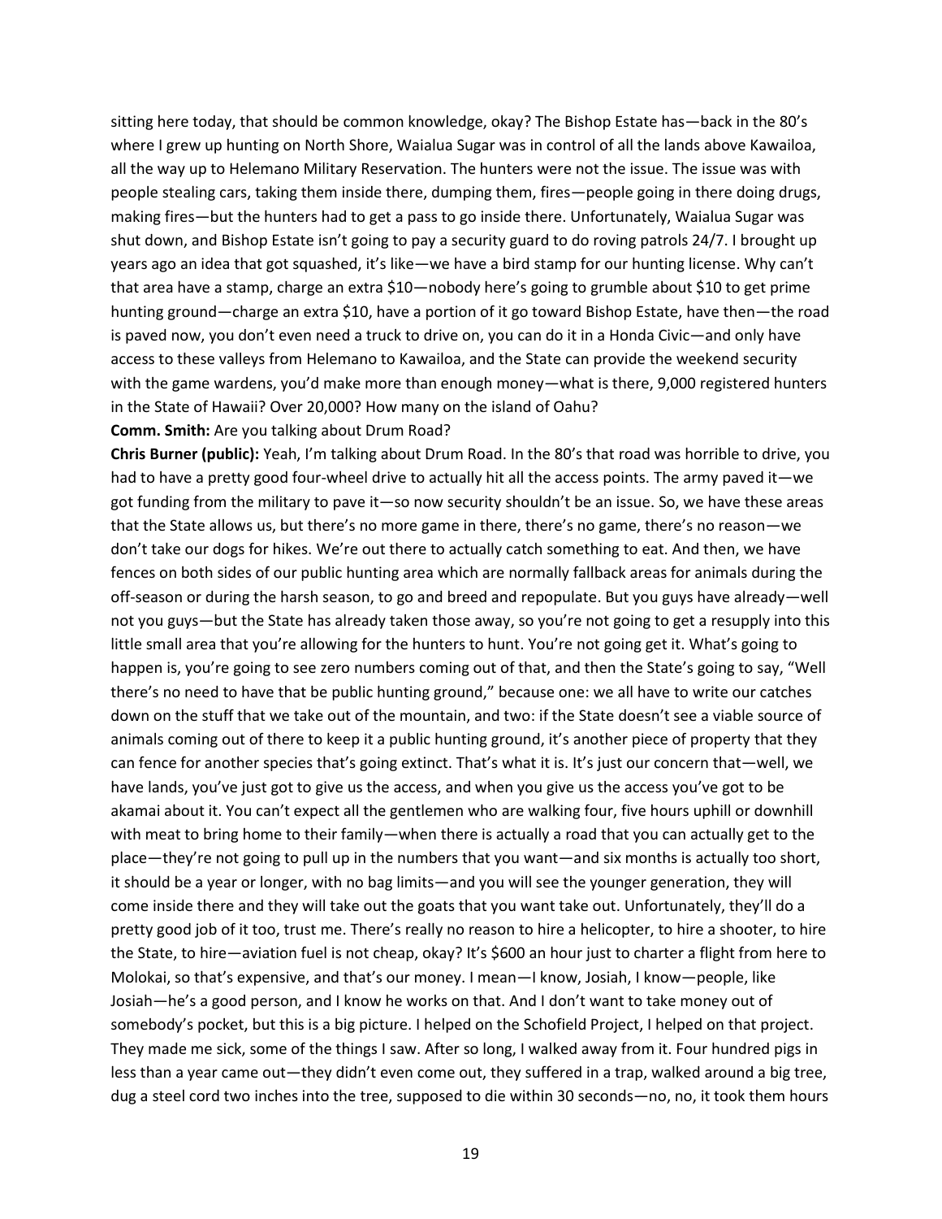sitting here today, that should be common knowledge, okay? The Bishop Estate has—back in the 80's where I grew up hunting on North Shore, Waialua Sugar was in control of all the lands above Kawailoa, all the way up to Helemano Military Reservation. The hunters were not the issue. The issue was with people stealing cars, taking them inside there, dumping them, fires—people going in there doing drugs, making fires—but the hunters had to get a pass to go inside there. Unfortunately, Waialua Sugar was shut down, and Bishop Estate isn't going to pay a security guard to do roving patrols 24/7. I brought up years ago an idea that got squashed, it's like—we have a bird stamp for our hunting license. Why can't that area have a stamp, charge an extra $10—nobody here's going to grumble about $10 to get prime hunting ground—charge an extra $10, have a portion of it go toward Bishop Estate, have then—the road is paved now, you don't even need a truck to drive on, you can do it in a Honda Civic—and only have access to these valleys from Helemano to Kawailoa, and the State can provide the weekend security with the game wardens, you'd make more than enough money—what is there, 9,000 registered hunters in the State of Hawaii? Over 20,000? How many on the island of Oahu?

**Comm. Smith:** Are you talking about Drum Road?

**Chris Burner (public):** Yeah, I'm talking about Drum Road. In the 80's that road was horrible to drive, you had to have a pretty good four-wheel drive to actually hit all the access points. The army paved it—we got funding from the military to pave it—so now security shouldn't be an issue. So, we have these areas that the State allows us, but there's no more game in there, there's no game, there's no reason—we don't take our dogs for hikes. We're out there to actually catch something to eat. And then, we have fences on both sides of our public hunting area which are normally fallback areas for animals during the off-season or during the harsh season, to go and breed and repopulate. But you guys have already—well not you guys—but the State has already taken those away, so you're not going to get a resupply into this little small area that you're allowing for the hunters to hunt. You're not going get it. What's going to happen is, you're going to see zero numbers coming out of that, and then the State's going to say, "Well there's no need to have that be public hunting ground," because one: we all have to write our catches down on the stuff that we take out of the mountain, and two: if the State doesn't see a viable source of animals coming out of there to keep it a public hunting ground, it's another piece of property that they can fence for another species that's going extinct. That's what it is. It's just our concern that—well, we have lands, you've just got to give us the access, and when you give us the access you've got to be akamai about it. You can't expect all the gentlemen who are walking four, five hours uphill or downhill with meat to bring home to their family—when there is actually a road that you can actually get to the place—they're not going to pull up in the numbers that you want—and six months is actually too short, it should be a year or longer, with no bag limits—and you will see the younger generation, they will come inside there and they will take out the goats that you want take out. Unfortunately, they'll do a pretty good job of it too, trust me. There's really no reason to hire a helicopter, to hire a shooter, to hire the State, to hire—aviation fuel is not cheap, okay? It's $600 an hour just to charter a flight from here to Molokai, so that's expensive, and that's our money. I mean—I know, Josiah, I know—people, like Josiah—he's a good person, and I know he works on that. And I don't want to take money out of somebody's pocket, but this is a big picture. I helped on the Schofield Project, I helped on that project. They made me sick, some of the things I saw. After so long, I walked away from it. Four hundred pigs in less than a year came out—they didn't even come out, they suffered in a trap, walked around a big tree, dug a steel cord two inches into the tree, supposed to die within 30 seconds—no, no, it took them hours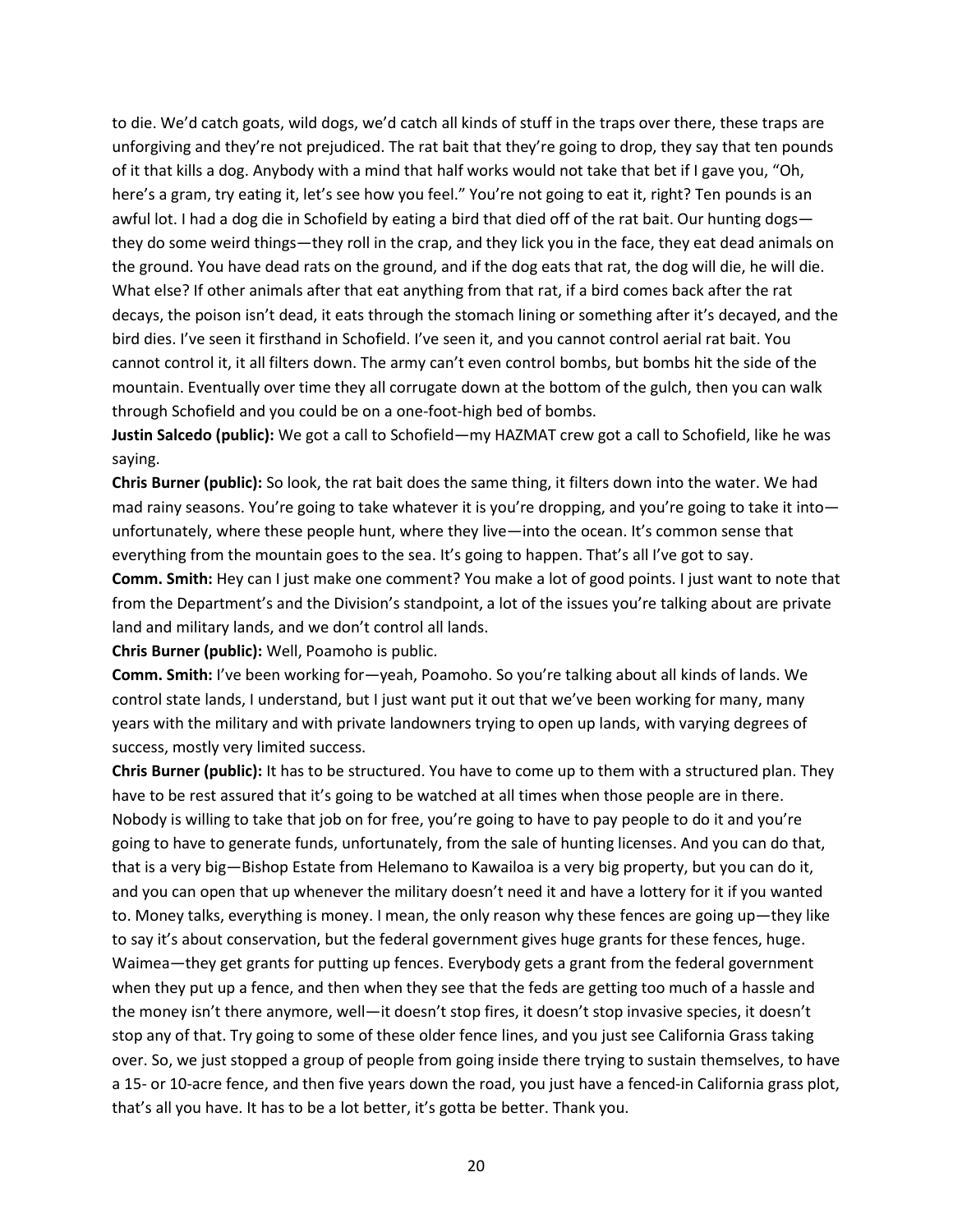to die. We'd catch goats, wild dogs, we'd catch all kinds of stuff in the traps over there, these traps are unforgiving and they're not prejudiced. The rat bait that they're going to drop, they say that ten pounds of it that kills a dog. Anybody with a mind that half works would not take that bet if I gave you, "Oh, here's a gram, try eating it, let's see how you feel." You're not going to eat it, right? Ten pounds is an awful lot. I had a dog die in Schofield by eating a bird that died off of the rat bait. Our hunting dogs—they do some weird things—they roll in the crap, and they lick you in the face, they eat dead animals on the ground. You have dead rats on the ground, and if the dog eats that rat, the dog will die, he will die. What else? If other animals after that eat anything from that rat, if a bird comes back after the rat decays, the poison isn't dead, it eats through the stomach lining or something after it's decayed, and the bird dies. I've seen it firsthand in Schofield. I've seen it, and you cannot control aerial rat bait. You cannot control it, it all filters down. The army can't even control bombs, but bombs hit the side of the mountain. Eventually over time they all corrugate down at the bottom of the gulch, then you can walk through Schofield and you could be on a one-foot-high bed of bombs.

**Justin Salcedo (public):** We got a call to Schofield—my HAZMAT crew got a call to Schofield, like he was saying.

**Chris Burner (public):** So look, the rat bait does the same thing, it filters down into the water. We had mad rainy seasons. You're going to take whatever it is you're dropping, and you're going to take it into—unfortunately, where these people hunt, where they live—into the ocean. It's common sense that everything from the mountain goes to the sea. It's going to happen. That's all I've got to say.

**Comm. Smith:** Hey can I just make one comment? You make a lot of good points. I just want to note that from the Department's and the Division's standpoint, a lot of the issues you're talking about are private land and military lands, and we don't control all lands.

**Chris Burner (public):** Well, Poamoho is public.

**Comm. Smith:** I've been working for—yeah, Poamoho. So you're talking about all kinds of lands. We control state lands, I understand, but I just want put it out that we've been working for many, many years with the military and with private landowners trying to open up lands, with varying degrees of success, mostly very limited success.

**Chris Burner (public):** It has to be structured. You have to come up to them with a structured plan. They have to be rest assured that it's going to be watched at all times when those people are in there. Nobody is willing to take that job on for free, you're going to have to pay people to do it and you're going to have to generate funds, unfortunately, from the sale of hunting licenses. And you can do that, that is a very big—Bishop Estate from Helemano to Kawailoa is a very big property, but you can do it, and you can open that up whenever the military doesn't need it and have a lottery for it if you wanted to. Money talks, everything is money. I mean, the only reason why these fences are going up—they like to say it's about conservation, but the federal government gives huge grants for these fences, huge. Waimea—they get grants for putting up fences. Everybody gets a grant from the federal government when they put up a fence, and then when they see that the feds are getting too much of a hassle and the money isn't there anymore, well—it doesn't stop fires, it doesn't stop invasive species, it doesn't stop any of that. Try going to some of these older fence lines, and you just see California Grass taking over. So, we just stopped a group of people from going inside there trying to sustain themselves, to have a 15- or 10-acre fence, and then five years down the road, you just have a fenced-in California grass plot, that's all you have. It has to be a lot better, it's gotta be better. Thank you.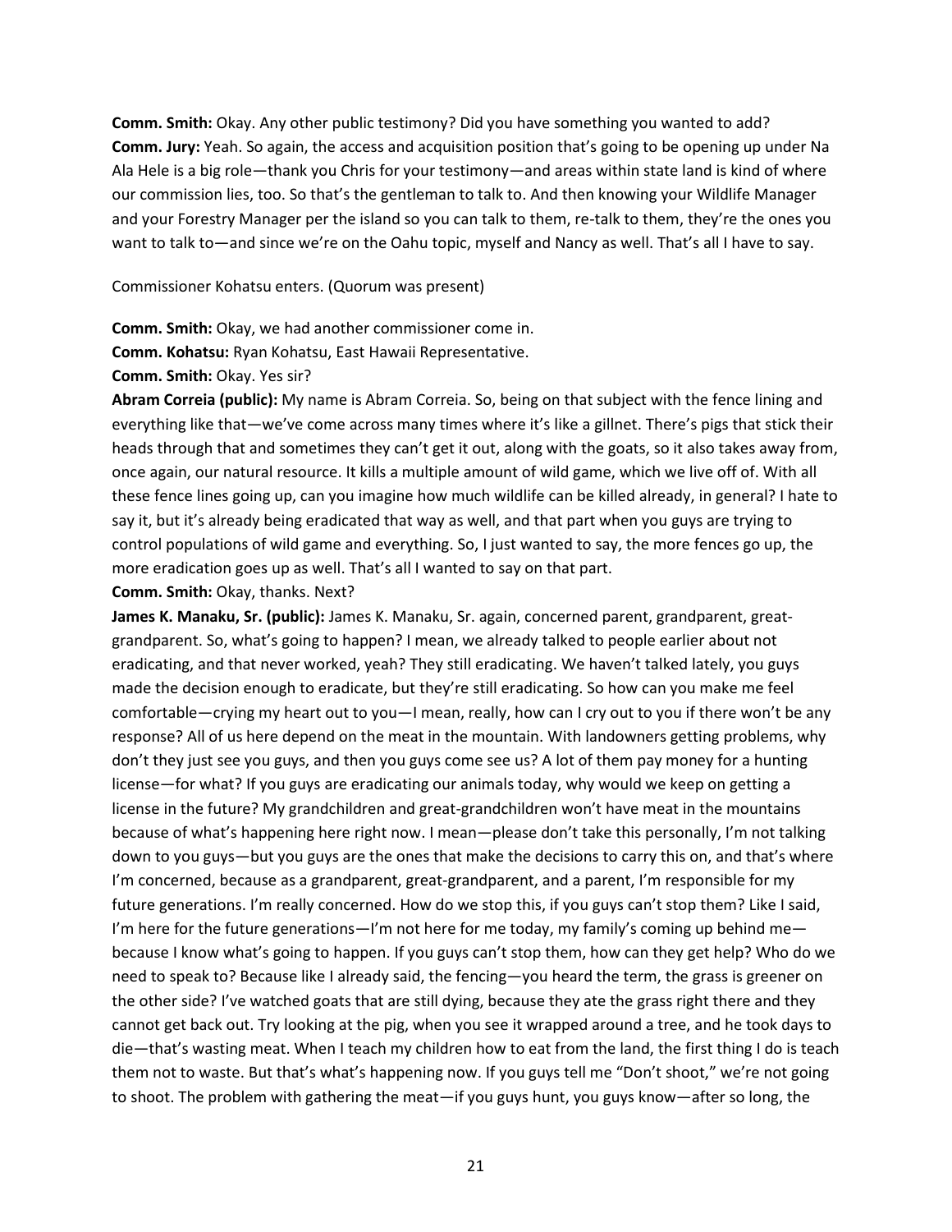**Comm. Smith:** Okay. Any other public testimony? Did you have something you wanted to add?
**Comm. Jury:** Yeah. So again, the access and acquisition position that's going to be opening up under Na Ala Hele is a big role—thank you Chris for your testimony—and areas within state land is kind of where our commission lies, too. So that's the gentleman to talk to. And then knowing your Wildlife Manager and your Forestry Manager per the island so you can talk to them, re-talk to them, they're the ones you want to talk to—and since we're on the Oahu topic, myself and Nancy as well. That's all I have to say.

Commissioner Kohatsu enters. (Quorum was present)

**Comm. Smith:** Okay, we had another commissioner come in.
**Comm. Kohatsu:** Ryan Kohatsu, East Hawaii Representative.
**Comm. Smith:** Okay. Yes sir?
**Abram Correia (public):** My name is Abram Correia. So, being on that subject with the fence lining and everything like that—we've come across many times where it's like a gillnet. There's pigs that stick their heads through that and sometimes they can't get it out, along with the goats, so it also takes away from, once again, our natural resource. It kills a multiple amount of wild game, which we live off of. With all these fence lines going up, can you imagine how much wildlife can be killed already, in general? I hate to say it, but it's already being eradicated that way as well, and that part when you guys are trying to control populations of wild game and everything. So, I just wanted to say, the more fences go up, the more eradication goes up as well. That's all I wanted to say on that part.
**Comm. Smith:** Okay, thanks. Next?
**James K. Manaku, Sr. (public):** James K. Manaku, Sr. again, concerned parent, grandparent, great-grandparent. So, what's going to happen? I mean, we already talked to people earlier about not eradicating, and that never worked, yeah? They still eradicating. We haven't talked lately, you guys made the decision enough to eradicate, but they're still eradicating. So how can you make me feel comfortable—crying my heart out to you—I mean, really, how can I cry out to you if there won't be any response? All of us here depend on the meat in the mountain. With landowners getting problems, why don't they just see you guys, and then you guys come see us? A lot of them pay money for a hunting license—for what? If you guys are eradicating our animals today, why would we keep on getting a license in the future? My grandchildren and great-grandchildren won't have meat in the mountains because of what's happening here right now. I mean—please don't take this personally, I'm not talking down to you guys—but you guys are the ones that make the decisions to carry this on, and that's where I'm concerned, because as a grandparent, great-grandparent, and a parent, I'm responsible for my future generations. I'm really concerned. How do we stop this, if you guys can't stop them? Like I said, I'm here for the future generations—I'm not here for me today, my family's coming up behind me—because I know what's going to happen. If you guys can't stop them, how can they get help? Who do we need to speak to? Because like I already said, the fencing—you heard the term, the grass is greener on the other side? I've watched goats that are still dying, because they ate the grass right there and they cannot get back out. Try looking at the pig, when you see it wrapped around a tree, and he took days to die—that's wasting meat. When I teach my children how to eat from the land, the first thing I do is teach them not to waste. But that's what's happening now. If you guys tell me "Don't shoot," we're not going to shoot. The problem with gathering the meat—if you guys hunt, you guys know—after so long, the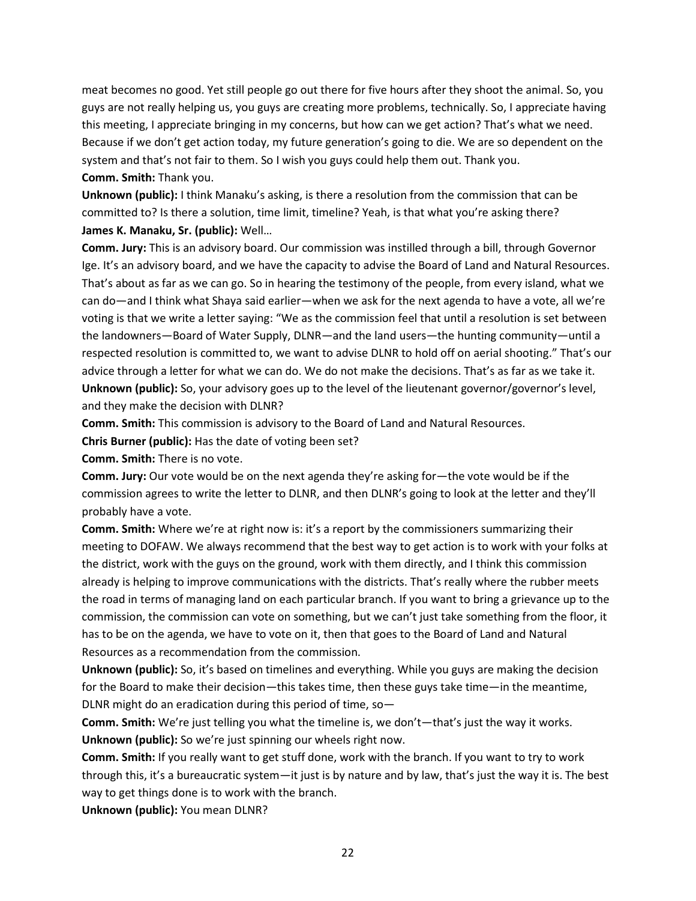meat becomes no good. Yet still people go out there for five hours after they shoot the animal. So, you guys are not really helping us, you guys are creating more problems, technically. So, I appreciate having this meeting, I appreciate bringing in my concerns, but how can we get action? That's what we need. Because if we don't get action today, my future generation's going to die. We are so dependent on the system and that's not fair to them. So I wish you guys could help them out. Thank you.

**Comm. Smith:** Thank you.

**Unknown (public):** I think Manaku's asking, is there a resolution from the commission that can be committed to? Is there a solution, time limit, timeline? Yeah, is that what you're asking there?

**James K. Manaku, Sr. (public):** Well…

**Comm. Jury:** This is an advisory board. Our commission was instilled through a bill, through Governor Ige. It's an advisory board, and we have the capacity to advise the Board of Land and Natural Resources. That's about as far as we can go. So in hearing the testimony of the people, from every island, what we can do—and I think what Shaya said earlier—when we ask for the next agenda to have a vote, all we're voting is that we write a letter saying: "We as the commission feel that until a resolution is set between the landowners—Board of Water Supply, DLNR—and the land users—the hunting community—until a respected resolution is committed to, we want to advise DLNR to hold off on aerial shooting." That's our advice through a letter for what we can do. We do not make the decisions. That's as far as we take it.

**Unknown (public):** So, your advisory goes up to the level of the lieutenant governor/governor's level, and they make the decision with DLNR?

**Comm. Smith:** This commission is advisory to the Board of Land and Natural Resources.

**Chris Burner (public):** Has the date of voting been set?

**Comm. Smith:** There is no vote.

**Comm. Jury:** Our vote would be on the next agenda they're asking for—the vote would be if the commission agrees to write the letter to DLNR, and then DLNR's going to look at the letter and they'll probably have a vote.

**Comm. Smith:** Where we're at right now is: it's a report by the commissioners summarizing their meeting to DOFAW. We always recommend that the best way to get action is to work with your folks at the district, work with the guys on the ground, work with them directly, and I think this commission already is helping to improve communications with the districts. That's really where the rubber meets the road in terms of managing land on each particular branch. If you want to bring a grievance up to the commission, the commission can vote on something, but we can't just take something from the floor, it has to be on the agenda, we have to vote on it, then that goes to the Board of Land and Natural Resources as a recommendation from the commission.

**Unknown (public):** So, it's based on timelines and everything. While you guys are making the decision for the Board to make their decision—this takes time, then these guys take time—in the meantime, DLNR might do an eradication during this period of time, so—

**Comm. Smith:** We're just telling you what the timeline is, we don't—that's just the way it works.

**Unknown (public):** So we're just spinning our wheels right now.

**Comm. Smith:** If you really want to get stuff done, work with the branch. If you want to try to work through this, it's a bureaucratic system—it just is by nature and by law, that's just the way it is. The best way to get things done is to work with the branch.

**Unknown (public):** You mean DLNR?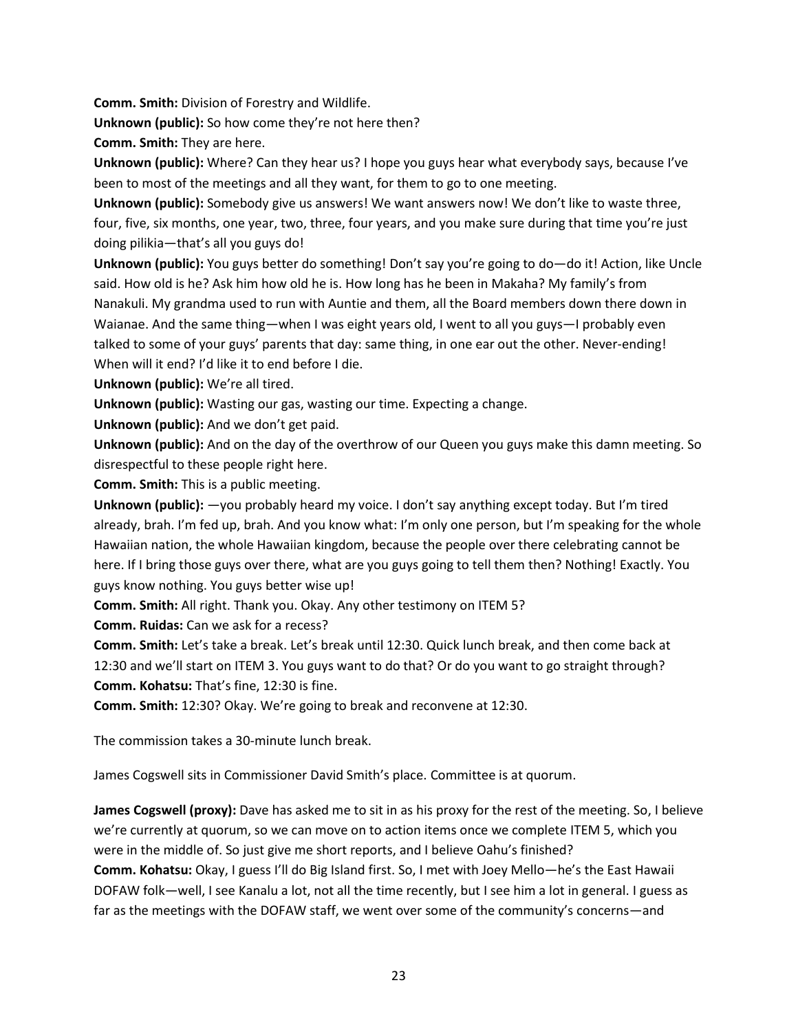**Comm. Smith:** Division of Forestry and Wildlife.

**Unknown (public):** So how come they're not here then?

**Comm. Smith:** They are here.

**Unknown (public):** Where? Can they hear us? I hope you guys hear what everybody says, because I've been to most of the meetings and all they want, for them to go to one meeting.

**Unknown (public):** Somebody give us answers! We want answers now! We don't like to waste three, four, five, six months, one year, two, three, four years, and you make sure during that time you're just doing pilikia—that's all you guys do!

**Unknown (public):** You guys better do something! Don't say you're going to do—do it! Action, like Uncle said. How old is he? Ask him how old he is. How long has he been in Makaha? My family's from Nanakuli. My grandma used to run with Auntie and them, all the Board members down there down in Waianae. And the same thing—when I was eight years old, I went to all you guys—I probably even talked to some of your guys' parents that day: same thing, in one ear out the other. Never-ending! When will it end? I'd like it to end before I die.

**Unknown (public):** We're all tired.

**Unknown (public):** Wasting our gas, wasting our time. Expecting a change.

**Unknown (public):** And we don't get paid.

**Unknown (public):** And on the day of the overthrow of our Queen you guys make this damn meeting. So disrespectful to these people right here.

**Comm. Smith:** This is a public meeting.

**Unknown (public):** —you probably heard my voice. I don't say anything except today. But I'm tired already, brah. I'm fed up, brah. And you know what: I'm only one person, but I'm speaking for the whole Hawaiian nation, the whole Hawaiian kingdom, because the people over there celebrating cannot be here. If I bring those guys over there, what are you guys going to tell them then? Nothing! Exactly. You guys know nothing. You guys better wise up!

**Comm. Smith:** All right. Thank you. Okay. Any other testimony on ITEM 5?

**Comm. Ruidas:** Can we ask for a recess?

**Comm. Smith:** Let's take a break. Let's break until 12:30. Quick lunch break, and then come back at 12:30 and we'll start on ITEM 3. You guys want to do that? Or do you want to go straight through?

**Comm. Kohatsu:** That's fine, 12:30 is fine.

**Comm. Smith:** 12:30? Okay. We're going to break and reconvene at 12:30.

The commission takes a 30-minute lunch break.

James Cogswell sits in Commissioner David Smith's place. Committee is at quorum.

**James Cogswell (proxy):** Dave has asked me to sit in as his proxy for the rest of the meeting. So, I believe we're currently at quorum, so we can move on to action items once we complete ITEM 5, which you were in the middle of. So just give me short reports, and I believe Oahu's finished?

**Comm. Kohatsu:** Okay, I guess I'll do Big Island first. So, I met with Joey Mello—he's the East Hawaii DOFAW folk—well, I see Kanalu a lot, not all the time recently, but I see him a lot in general. I guess as far as the meetings with the DOFAW staff, we went over some of the community's concerns—and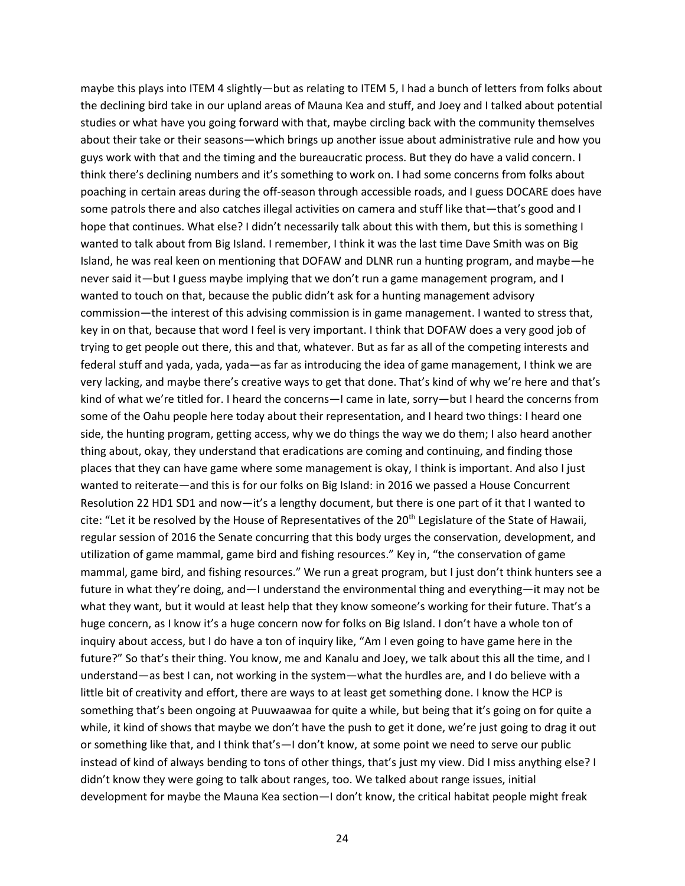maybe this plays into ITEM 4 slightly—but as relating to ITEM 5, I had a bunch of letters from folks about the declining bird take in our upland areas of Mauna Kea and stuff, and Joey and I talked about potential studies or what have you going forward with that, maybe circling back with the community themselves about their take or their seasons—which brings up another issue about administrative rule and how you guys work with that and the timing and the bureaucratic process. But they do have a valid concern. I think there's declining numbers and it's something to work on. I had some concerns from folks about poaching in certain areas during the off-season through accessible roads, and I guess DOCARE does have some patrols there and also catches illegal activities on camera and stuff like that—that's good and I hope that continues. What else? I didn't necessarily talk about this with them, but this is something I wanted to talk about from Big Island. I remember, I think it was the last time Dave Smith was on Big Island, he was real keen on mentioning that DOFAW and DLNR run a hunting program, and maybe—he never said it—but I guess maybe implying that we don't run a game management program, and I wanted to touch on that, because the public didn't ask for a hunting management advisory commission—the interest of this advising commission is in game management. I wanted to stress that, key in on that, because that word I feel is very important. I think that DOFAW does a very good job of trying to get people out there, this and that, whatever. But as far as all of the competing interests and federal stuff and yada, yada, yada—as far as introducing the idea of game management, I think we are very lacking, and maybe there's creative ways to get that done. That's kind of why we're here and that's kind of what we're titled for. I heard the concerns—I came in late, sorry—but I heard the concerns from some of the Oahu people here today about their representation, and I heard two things: I heard one side, the hunting program, getting access, why we do things the way we do them; I also heard another thing about, okay, they understand that eradications are coming and continuing, and finding those places that they can have game where some management is okay, I think is important. And also I just wanted to reiterate—and this is for our folks on Big Island: in 2016 we passed a House Concurrent Resolution 22 HD1 SD1 and now—it's a lengthy document, but there is one part of it that I wanted to cite: "Let it be resolved by the House of Representatives of the 20th Legislature of the State of Hawaii, regular session of 2016 the Senate concurring that this body urges the conservation, development, and utilization of game mammal, game bird and fishing resources." Key in, "the conservation of game mammal, game bird, and fishing resources." We run a great program, but I just don't think hunters see a future in what they're doing, and—I understand the environmental thing and everything—it may not be what they want, but it would at least help that they know someone's working for their future. That's a huge concern, as I know it's a huge concern now for folks on Big Island. I don't have a whole ton of inquiry about access, but I do have a ton of inquiry like, "Am I even going to have game here in the future?" So that's their thing. You know, me and Kanalu and Joey, we talk about this all the time, and I understand—as best I can, not working in the system—what the hurdles are, and I do believe with a little bit of creativity and effort, there are ways to at least get something done. I know the HCP is something that's been ongoing at Puuwaawaa for quite a while, but being that it's going on for quite a while, it kind of shows that maybe we don't have the push to get it done, we're just going to drag it out or something like that, and I think that's—I don't know, at some point we need to serve our public instead of kind of always bending to tons of other things, that's just my view. Did I miss anything else? I didn't know they were going to talk about ranges, too. We talked about range issues, initial development for maybe the Mauna Kea section—I don't know, the critical habitat people might freak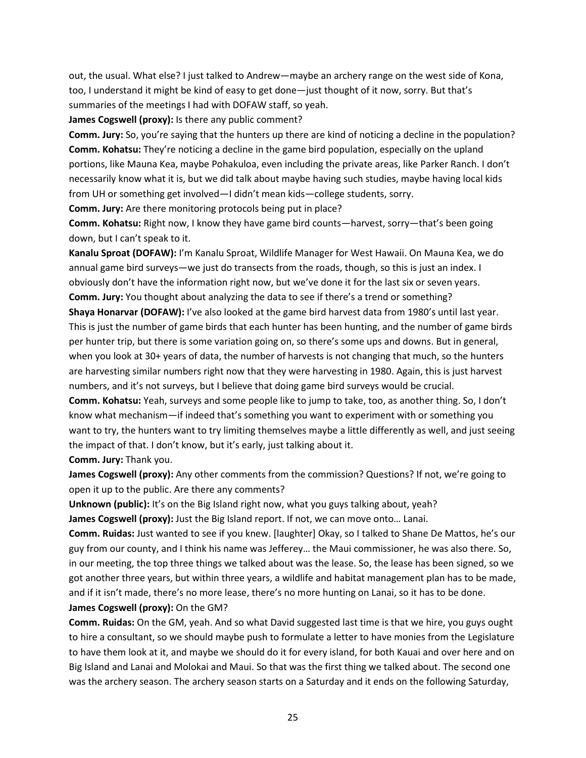out, the usual. What else? I just talked to Andrew—maybe an archery range on the west side of Kona, too, I understand it might be kind of easy to get done—just thought of it now, sorry. But that's summaries of the meetings I had with DOFAW staff, so yeah.

**James Cogswell (proxy):** Is there any public comment?

**Comm. Jury:** So, you're saying that the hunters up there are kind of noticing a decline in the population?

**Comm. Kohatsu:** They're noticing a decline in the game bird population, especially on the upland portions, like Mauna Kea, maybe Pohakuloa, even including the private areas, like Parker Ranch. I don't necessarily know what it is, but we did talk about maybe having such studies, maybe having local kids from UH or something get involved—I didn't mean kids—college students, sorry.

**Comm. Jury:** Are there monitoring protocols being put in place?

**Comm. Kohatsu:** Right now, I know they have game bird counts—harvest, sorry—that's been going down, but I can't speak to it.

**Kanalu Sproat (DOFAW):** I'm Kanalu Sproat, Wildlife Manager for West Hawaii. On Mauna Kea, we do annual game bird surveys—we just do transects from the roads, though, so this is just an index. I obviously don't have the information right now, but we've done it for the last six or seven years.

**Comm. Jury:** You thought about analyzing the data to see if there's a trend or something?

**Shaya Honarvar (DOFAW):** I've also looked at the game bird harvest data from 1980's until last year. This is just the number of game birds that each hunter has been hunting, and the number of game birds per hunter trip, but there is some variation going on, so there's some ups and downs. But in general, when you look at 30+ years of data, the number of harvests is not changing that much, so the hunters are harvesting similar numbers right now that they were harvesting in 1980. Again, this is just harvest numbers, and it's not surveys, but I believe that doing game bird surveys would be crucial.

**Comm. Kohatsu:** Yeah, surveys and some people like to jump to take, too, as another thing. So, I don't know what mechanism—if indeed that's something you want to experiment with or something you want to try, the hunters want to try limiting themselves maybe a little differently as well, and just seeing the impact of that. I don't know, but it's early, just talking about it.

**Comm. Jury:** Thank you.

**James Cogswell (proxy):** Any other comments from the commission? Questions? If not, we're going to open it up to the public. Are there any comments?

**Unknown (public):** It's on the Big Island right now, what you guys talking about, yeah?

**James Cogswell (proxy):** Just the Big Island report. If not, we can move onto… Lanai.

**Comm. Ruidas:** Just wanted to see if you knew. [laughter] Okay, so I talked to Shane De Mattos, he's our guy from our county, and I think his name was Jefferey… the Maui commissioner, he was also there. So, in our meeting, the top three things we talked about was the lease. So, the lease has been signed, so we got another three years, but within three years, a wildlife and habitat management plan has to be made, and if it isn't made, there's no more lease, there's no more hunting on Lanai, so it has to be done.

**James Cogswell (proxy):** On the GM?

**Comm. Ruidas:** On the GM, yeah. And so what David suggested last time is that we hire, you guys ought to hire a consultant, so we should maybe push to formulate a letter to have monies from the Legislature to have them look at it, and maybe we should do it for every island, for both Kauai and over here and on Big Island and Lanai and Molokai and Maui. So that was the first thing we talked about. The second one was the archery season. The archery season starts on a Saturday and it ends on the following Saturday,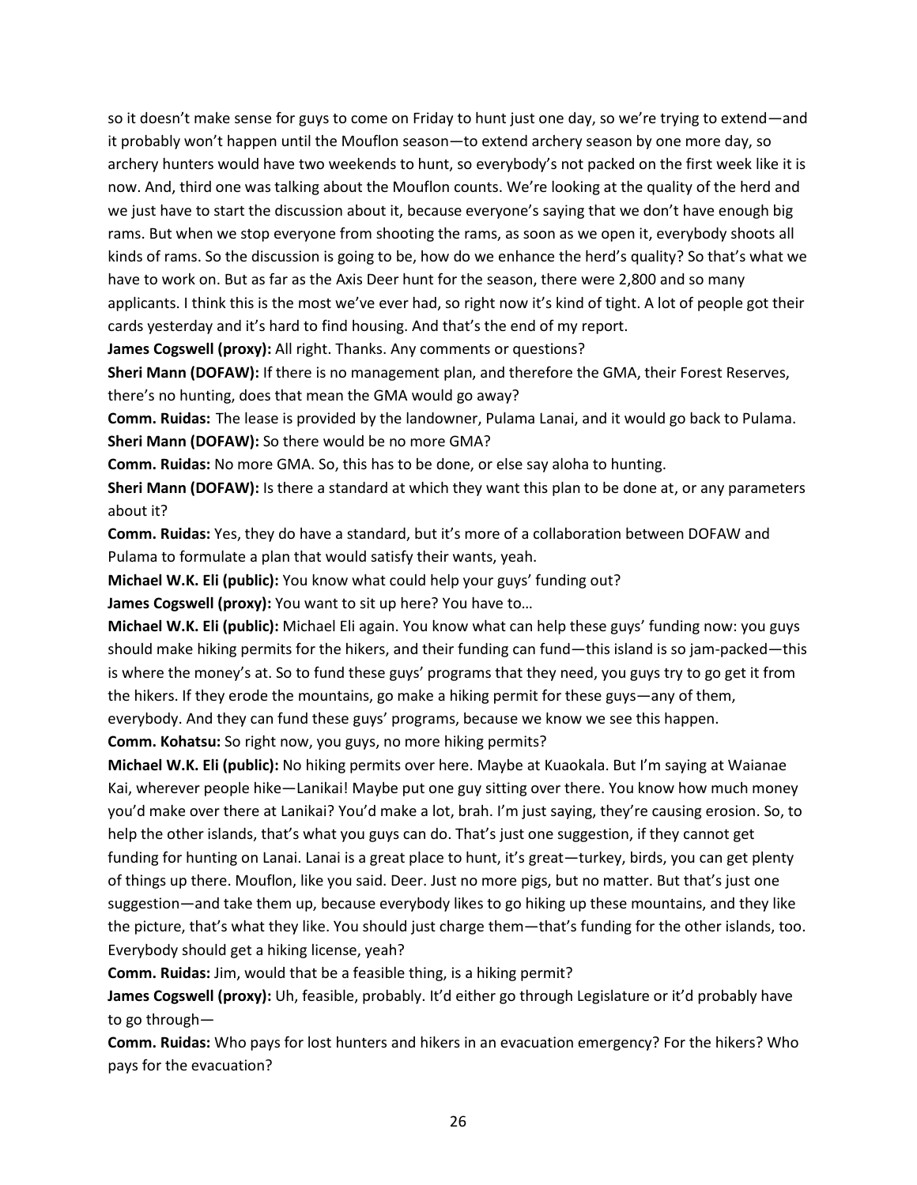so it doesn't make sense for guys to come on Friday to hunt just one day, so we're trying to extend—and it probably won't happen until the Mouflon season—to extend archery season by one more day, so archery hunters would have two weekends to hunt, so everybody's not packed on the first week like it is now. And, third one was talking about the Mouflon counts. We're looking at the quality of the herd and we just have to start the discussion about it, because everyone's saying that we don't have enough big rams. But when we stop everyone from shooting the rams, as soon as we open it, everybody shoots all kinds of rams. So the discussion is going to be, how do we enhance the herd's quality? So that's what we have to work on. But as far as the Axis Deer hunt for the season, there were 2,800 and so many applicants. I think this is the most we've ever had, so right now it's kind of tight. A lot of people got their cards yesterday and it's hard to find housing. And that's the end of my report.

**James Cogswell (proxy):** All right. Thanks. Any comments or questions?

**Sheri Mann (DOFAW):** If there is no management plan, and therefore the GMA, their Forest Reserves, there's no hunting, does that mean the GMA would go away?

**Comm. Ruidas:** The lease is provided by the landowner, Pulama Lanai, and it would go back to Pulama.

**Sheri Mann (DOFAW):** So there would be no more GMA?

**Comm. Ruidas:** No more GMA. So, this has to be done, or else say aloha to hunting.

**Sheri Mann (DOFAW):** Is there a standard at which they want this plan to be done at, or any parameters about it?

**Comm. Ruidas:** Yes, they do have a standard, but it's more of a collaboration between DOFAW and Pulama to formulate a plan that would satisfy their wants, yeah.

**Michael W.K. Eli (public):** You know what could help your guys' funding out?

**James Cogswell (proxy):** You want to sit up here? You have to…

**Michael W.K. Eli (public):** Michael Eli again. You know what can help these guys' funding now: you guys should make hiking permits for the hikers, and their funding can fund—this island is so jam-packed—this is where the money's at. So to fund these guys' programs that they need, you guys try to go get it from the hikers. If they erode the mountains, go make a hiking permit for these guys—any of them, everybody. And they can fund these guys' programs, because we know we see this happen.

**Comm. Kohatsu:** So right now, you guys, no more hiking permits?

**Michael W.K. Eli (public):** No hiking permits over here. Maybe at Kuaokala. But I'm saying at Waianae Kai, wherever people hike—Lanikai! Maybe put one guy sitting over there. You know how much money you'd make over there at Lanikai? You'd make a lot, brah. I'm just saying, they're causing erosion. So, to help the other islands, that's what you guys can do. That's just one suggestion, if they cannot get funding for hunting on Lanai. Lanai is a great place to hunt, it's great—turkey, birds, you can get plenty of things up there. Mouflon, like you said. Deer. Just no more pigs, but no matter. But that's just one suggestion—and take them up, because everybody likes to go hiking up these mountains, and they like the picture, that's what they like. You should just charge them—that's funding for the other islands, too. Everybody should get a hiking license, yeah?

**Comm. Ruidas:** Jim, would that be a feasible thing, is a hiking permit?

**James Cogswell (proxy):** Uh, feasible, probably. It'd either go through Legislature or it'd probably have to go through—

**Comm. Ruidas:** Who pays for lost hunters and hikers in an evacuation emergency? For the hikers? Who pays for the evacuation?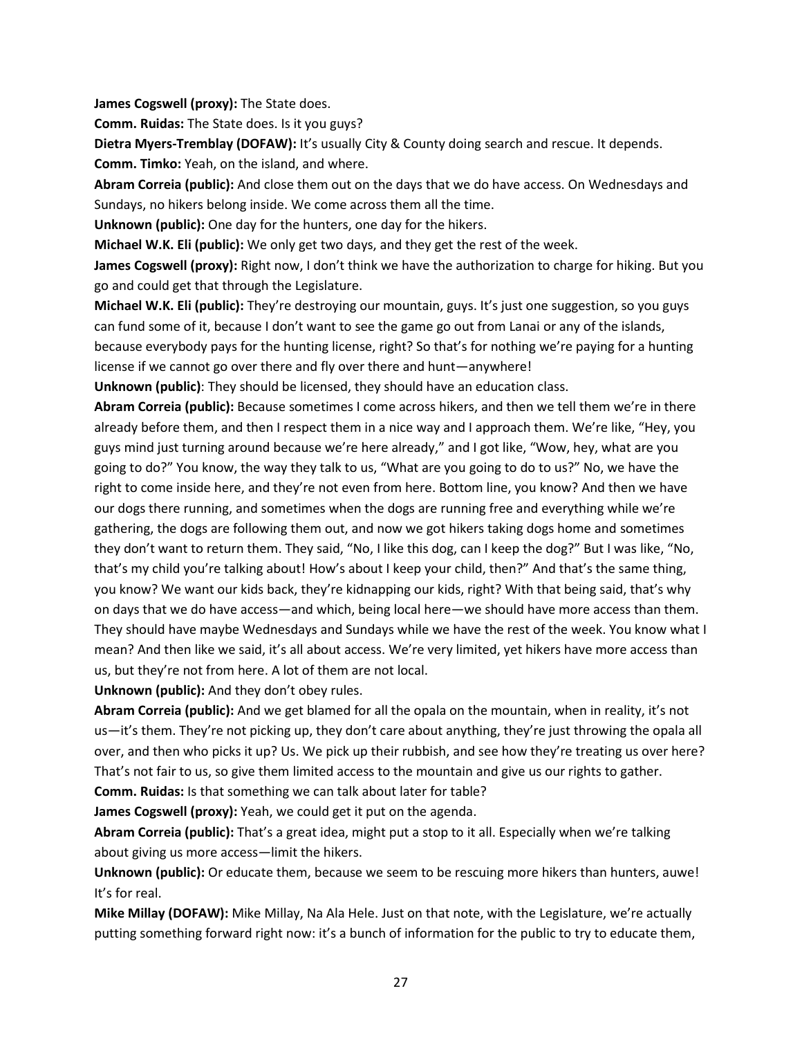**James Cogswell (proxy):** The State does.

**Comm. Ruidas:** The State does. Is it you guys?

**Dietra Myers-Tremblay (DOFAW):** It's usually City & County doing search and rescue. It depends.

**Comm. Timko:** Yeah, on the island, and where.

**Abram Correia (public):** And close them out on the days that we do have access. On Wednesdays and Sundays, no hikers belong inside. We come across them all the time.

**Unknown (public):** One day for the hunters, one day for the hikers.

**Michael W.K. Eli (public):** We only get two days, and they get the rest of the week.

**James Cogswell (proxy):** Right now, I don't think we have the authorization to charge for hiking. But you go and could get that through the Legislature.

**Michael W.K. Eli (public):** They're destroying our mountain, guys. It's just one suggestion, so you guys can fund some of it, because I don't want to see the game go out from Lanai or any of the islands, because everybody pays for the hunting license, right? So that's for nothing we're paying for a hunting license if we cannot go over there and fly over there and hunt—anywhere!

**Unknown (public)**: They should be licensed, they should have an education class.

**Abram Correia (public):** Because sometimes I come across hikers, and then we tell them we're in there already before them, and then I respect them in a nice way and I approach them. We're like, "Hey, you guys mind just turning around because we're here already," and I got like, "Wow, hey, what are you going to do?" You know, the way they talk to us, "What are you going to do to us?" No, we have the right to come inside here, and they're not even from here. Bottom line, you know? And then we have our dogs there running, and sometimes when the dogs are running free and everything while we're gathering, the dogs are following them out, and now we got hikers taking dogs home and sometimes they don't want to return them. They said, "No, I like this dog, can I keep the dog?" But I was like, "No, that's my child you're talking about! How's about I keep your child, then?" And that's the same thing, you know? We want our kids back, they're kidnapping our kids, right? With that being said, that's why on days that we do have access—and which, being local here—we should have more access than them. They should have maybe Wednesdays and Sundays while we have the rest of the week. You know what I mean? And then like we said, it's all about access. We're very limited, yet hikers have more access than us, but they're not from here. A lot of them are not local.

**Unknown (public):** And they don't obey rules.

**Abram Correia (public):** And we get blamed for all the opala on the mountain, when in reality, it's not us—it's them. They're not picking up, they don't care about anything, they're just throwing the opala all over, and then who picks it up? Us. We pick up their rubbish, and see how they're treating us over here? That's not fair to us, so give them limited access to the mountain and give us our rights to gather.

**Comm. Ruidas:** Is that something we can talk about later for table?

**James Cogswell (proxy):** Yeah, we could get it put on the agenda.

**Abram Correia (public):** That's a great idea, might put a stop to it all. Especially when we're talking about giving us more access—limit the hikers.

**Unknown (public):** Or educate them, because we seem to be rescuing more hikers than hunters, auwe! It's for real.

**Mike Millay (DOFAW):** Mike Millay, Na Ala Hele. Just on that note, with the Legislature, we're actually putting something forward right now: it's a bunch of information for the public to try to educate them,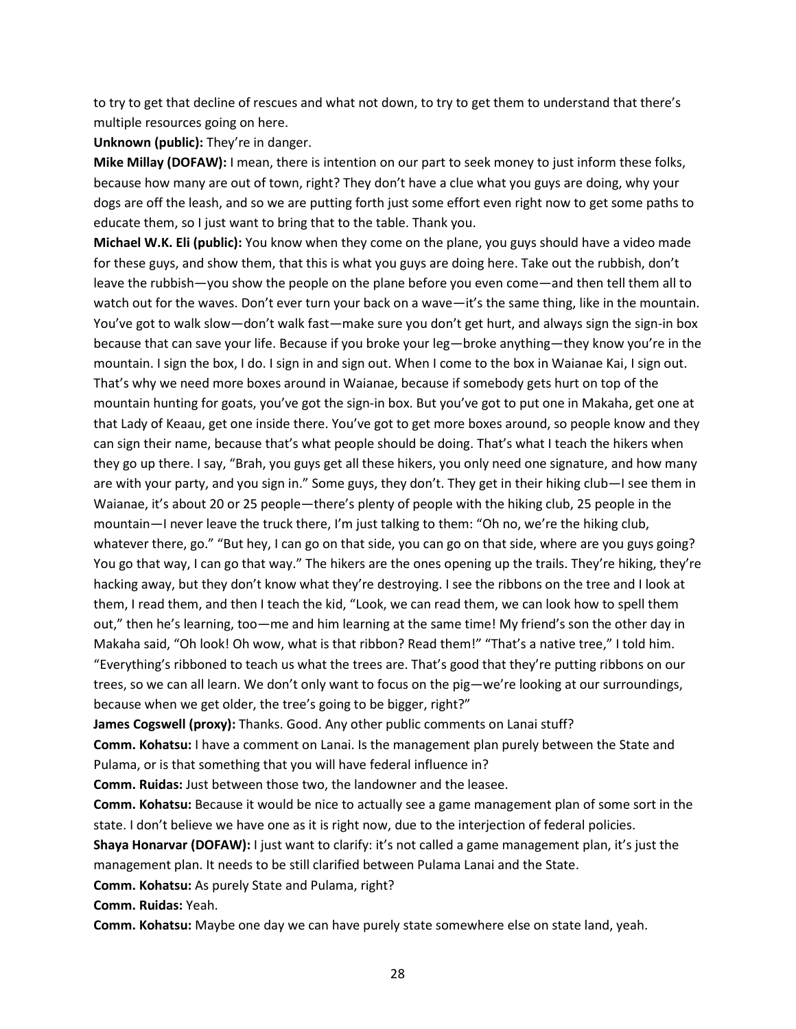to try to get that decline of rescues and what not down, to try to get them to understand that there's multiple resources going on here.

**Unknown (public):** They're in danger.

**Mike Millay (DOFAW):** I mean, there is intention on our part to seek money to just inform these folks, because how many are out of town, right? They don't have a clue what you guys are doing, why your dogs are off the leash, and so we are putting forth just some effort even right now to get some paths to educate them, so I just want to bring that to the table. Thank you.

**Michael W.K. Eli (public):** You know when they come on the plane, you guys should have a video made for these guys, and show them, that this is what you guys are doing here. Take out the rubbish, don't leave the rubbish—you show the people on the plane before you even come—and then tell them all to watch out for the waves. Don't ever turn your back on a wave—it's the same thing, like in the mountain. You've got to walk slow—don't walk fast—make sure you don't get hurt, and always sign the sign-in box because that can save your life. Because if you broke your leg—broke anything—they know you're in the mountain. I sign the box, I do. I sign in and sign out. When I come to the box in Waianae Kai, I sign out. That's why we need more boxes around in Waianae, because if somebody gets hurt on top of the mountain hunting for goats, you've got the sign-in box. But you've got to put one in Makaha, get one at that Lady of Keaau, get one inside there. You've got to get more boxes around, so people know and they can sign their name, because that's what people should be doing. That's what I teach the hikers when they go up there. I say, "Brah, you guys get all these hikers, you only need one signature, and how many are with your party, and you sign in." Some guys, they don't. They get in their hiking club—I see them in Waianae, it's about 20 or 25 people—there's plenty of people with the hiking club, 25 people in the mountain—I never leave the truck there, I'm just talking to them: "Oh no, we're the hiking club, whatever there, go." "But hey, I can go on that side, you can go on that side, where are you guys going? You go that way, I can go that way." The hikers are the ones opening up the trails. They're hiking, they're hacking away, but they don't know what they're destroying. I see the ribbons on the tree and I look at them, I read them, and then I teach the kid, "Look, we can read them, we can look how to spell them out," then he's learning, too—me and him learning at the same time! My friend's son the other day in Makaha said, "Oh look! Oh wow, what is that ribbon? Read them!" "That's a native tree," I told him. "Everything's ribboned to teach us what the trees are. That's good that they're putting ribbons on our trees, so we can all learn. We don't only want to focus on the pig—we're looking at our surroundings, because when we get older, the tree's going to be bigger, right?"

**James Cogswell (proxy):** Thanks. Good. Any other public comments on Lanai stuff?

**Comm. Kohatsu:** I have a comment on Lanai. Is the management plan purely between the State and Pulama, or is that something that you will have federal influence in?

**Comm. Ruidas:** Just between those two, the landowner and the leasee.

**Comm. Kohatsu:** Because it would be nice to actually see a game management plan of some sort in the state. I don't believe we have one as it is right now, due to the interjection of federal policies.

**Shaya Honarvar (DOFAW):** I just want to clarify: it's not called a game management plan, it's just the management plan. It needs to be still clarified between Pulama Lanai and the State.

**Comm. Kohatsu:** As purely State and Pulama, right?

**Comm. Ruidas:** Yeah.

**Comm. Kohatsu:** Maybe one day we can have purely state somewhere else on state land, yeah.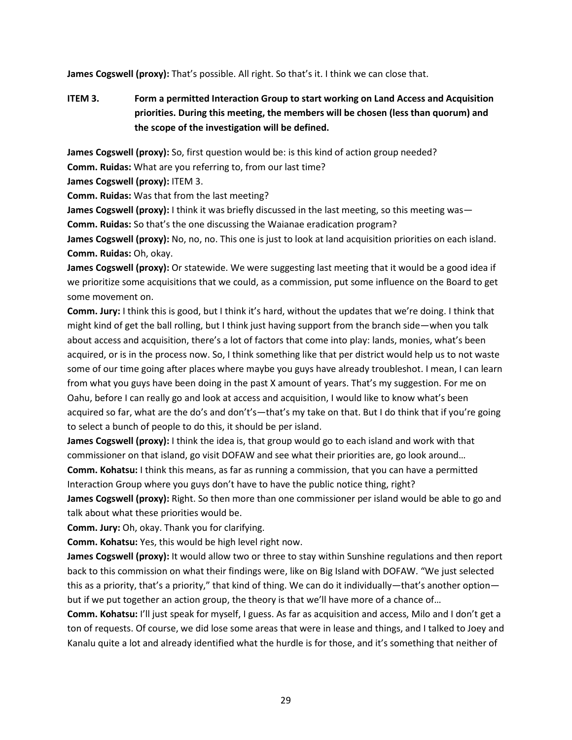**James Cogswell (proxy):** That's possible. All right. So that's it. I think we can close that.

**ITEM 3. Form a permitted Interaction Group to start working on Land Access and Acquisition priorities. During this meeting, the members will be chosen (less than quorum) and the scope of the investigation will be defined.**

**James Cogswell (proxy):** So, first question would be: is this kind of action group needed?

**Comm. Ruidas:** What are you referring to, from our last time?

**James Cogswell (proxy):** ITEM 3.

**Comm. Ruidas:** Was that from the last meeting?

**James Cogswell (proxy):** I think it was briefly discussed in the last meeting, so this meeting was—

**Comm. Ruidas:** So that's the one discussing the Waianae eradication program?

**James Cogswell (proxy):** No, no, no. This one is just to look at land acquisition priorities on each island.

**Comm. Ruidas:** Oh, okay.

**James Cogswell (proxy):** Or statewide. We were suggesting last meeting that it would be a good idea if we prioritize some acquisitions that we could, as a commission, put some influence on the Board to get some movement on.

**Comm. Jury:** I think this is good, but I think it's hard, without the updates that we're doing. I think that might kind of get the ball rolling, but I think just having support from the branch side—when you talk about access and acquisition, there's a lot of factors that come into play: lands, monies, what's been acquired, or is in the process now. So, I think something like that per district would help us to not waste some of our time going after places where maybe you guys have already troubleshot. I mean, I can learn from what you guys have been doing in the past X amount of years. That's my suggestion. For me on Oahu, before I can really go and look at access and acquisition, I would like to know what's been acquired so far, what are the do's and don't's—that's my take on that. But I do think that if you're going to select a bunch of people to do this, it should be per island.

**James Cogswell (proxy):** I think the idea is, that group would go to each island and work with that commissioner on that island, go visit DOFAW and see what their priorities are, go look around…

**Comm. Kohatsu:** I think this means, as far as running a commission, that you can have a permitted Interaction Group where you guys don't have to have the public notice thing, right?

**James Cogswell (proxy):** Right. So then more than one commissioner per island would be able to go and talk about what these priorities would be.

**Comm. Jury:** Oh, okay. Thank you for clarifying.

**Comm. Kohatsu:** Yes, this would be high level right now.

**James Cogswell (proxy):** It would allow two or three to stay within Sunshine regulations and then report back to this commission on what their findings were, like on Big Island with DOFAW. "We just selected this as a priority, that's a priority," that kind of thing. We can do it individually—that's another option—but if we put together an action group, the theory is that we'll have more of a chance of…

**Comm. Kohatsu:** I'll just speak for myself, I guess. As far as acquisition and access, Milo and I don't get a ton of requests. Of course, we did lose some areas that were in lease and things, and I talked to Joey and Kanalu quite a lot and already identified what the hurdle is for those, and it's something that neither of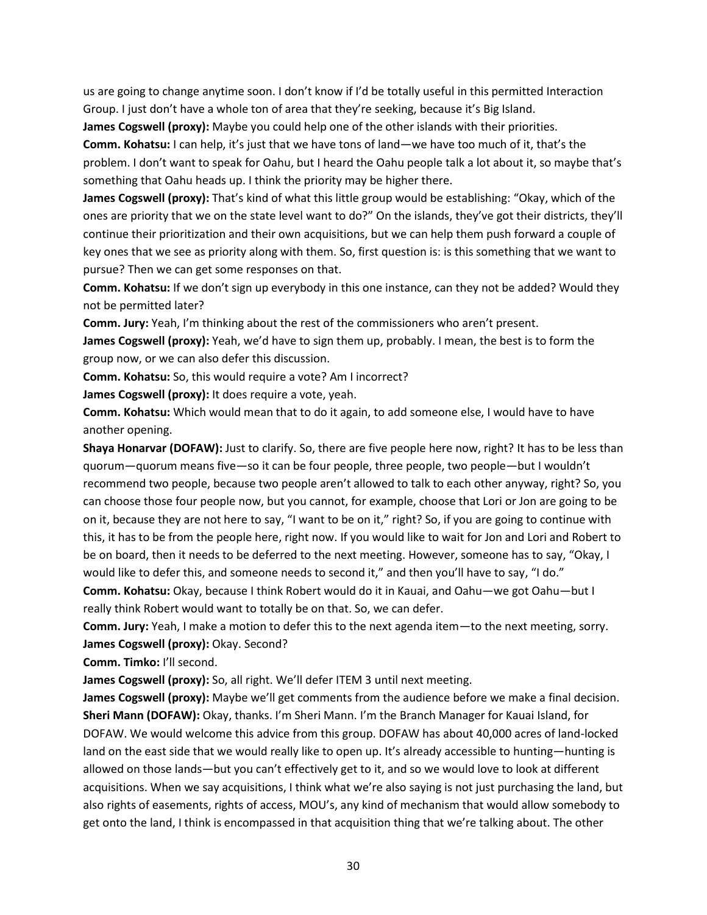us are going to change anytime soon. I don't know if I'd be totally useful in this permitted Interaction Group. I just don't have a whole ton of area that they're seeking, because it's Big Island.

**James Cogswell (proxy):** Maybe you could help one of the other islands with their priorities.

**Comm. Kohatsu:** I can help, it's just that we have tons of land—we have too much of it, that's the problem. I don't want to speak for Oahu, but I heard the Oahu people talk a lot about it, so maybe that's something that Oahu heads up. I think the priority may be higher there.

**James Cogswell (proxy):** That's kind of what this little group would be establishing: "Okay, which of the ones are priority that we on the state level want to do?" On the islands, they've got their districts, they'll continue their prioritization and their own acquisitions, but we can help them push forward a couple of key ones that we see as priority along with them. So, first question is: is this something that we want to pursue? Then we can get some responses on that.

**Comm. Kohatsu:** If we don't sign up everybody in this one instance, can they not be added? Would they not be permitted later?

**Comm. Jury:** Yeah, I'm thinking about the rest of the commissioners who aren't present.

**James Cogswell (proxy):** Yeah, we'd have to sign them up, probably. I mean, the best is to form the group now, or we can also defer this discussion.

**Comm. Kohatsu:** So, this would require a vote? Am I incorrect?

**James Cogswell (proxy):** It does require a vote, yeah.

**Comm. Kohatsu:** Which would mean that to do it again, to add someone else, I would have to have another opening.

**Shaya Honarvar (DOFAW):** Just to clarify. So, there are five people here now, right? It has to be less than quorum—quorum means five—so it can be four people, three people, two people—but I wouldn't recommend two people, because two people aren't allowed to talk to each other anyway, right? So, you can choose those four people now, but you cannot, for example, choose that Lori or Jon are going to be on it, because they are not here to say, "I want to be on it," right? So, if you are going to continue with this, it has to be from the people here, right now. If you would like to wait for Jon and Lori and Robert to be on board, then it needs to be deferred to the next meeting. However, someone has to say, "Okay, I would like to defer this, and someone needs to second it," and then you'll have to say, "I do."

**Comm. Kohatsu:** Okay, because I think Robert would do it in Kauai, and Oahu—we got Oahu—but I really think Robert would want to totally be on that. So, we can defer.

**Comm. Jury:** Yeah, I make a motion to defer this to the next agenda item—to the next meeting, sorry.

**James Cogswell (proxy):** Okay. Second?

**Comm. Timko:** I'll second.

**James Cogswell (proxy):** So, all right. We'll defer ITEM 3 until next meeting.

**James Cogswell (proxy):** Maybe we'll get comments from the audience before we make a final decision.

**Sheri Mann (DOFAW):** Okay, thanks. I'm Sheri Mann. I'm the Branch Manager for Kauai Island, for DOFAW. We would welcome this advice from this group. DOFAW has about 40,000 acres of land-locked land on the east side that we would really like to open up. It's already accessible to hunting—hunting is allowed on those lands—but you can't effectively get to it, and so we would love to look at different acquisitions. When we say acquisitions, I think what we're also saying is not just purchasing the land, but also rights of easements, rights of access, MOU's, any kind of mechanism that would allow somebody to get onto the land, I think is encompassed in that acquisition thing that we're talking about. The other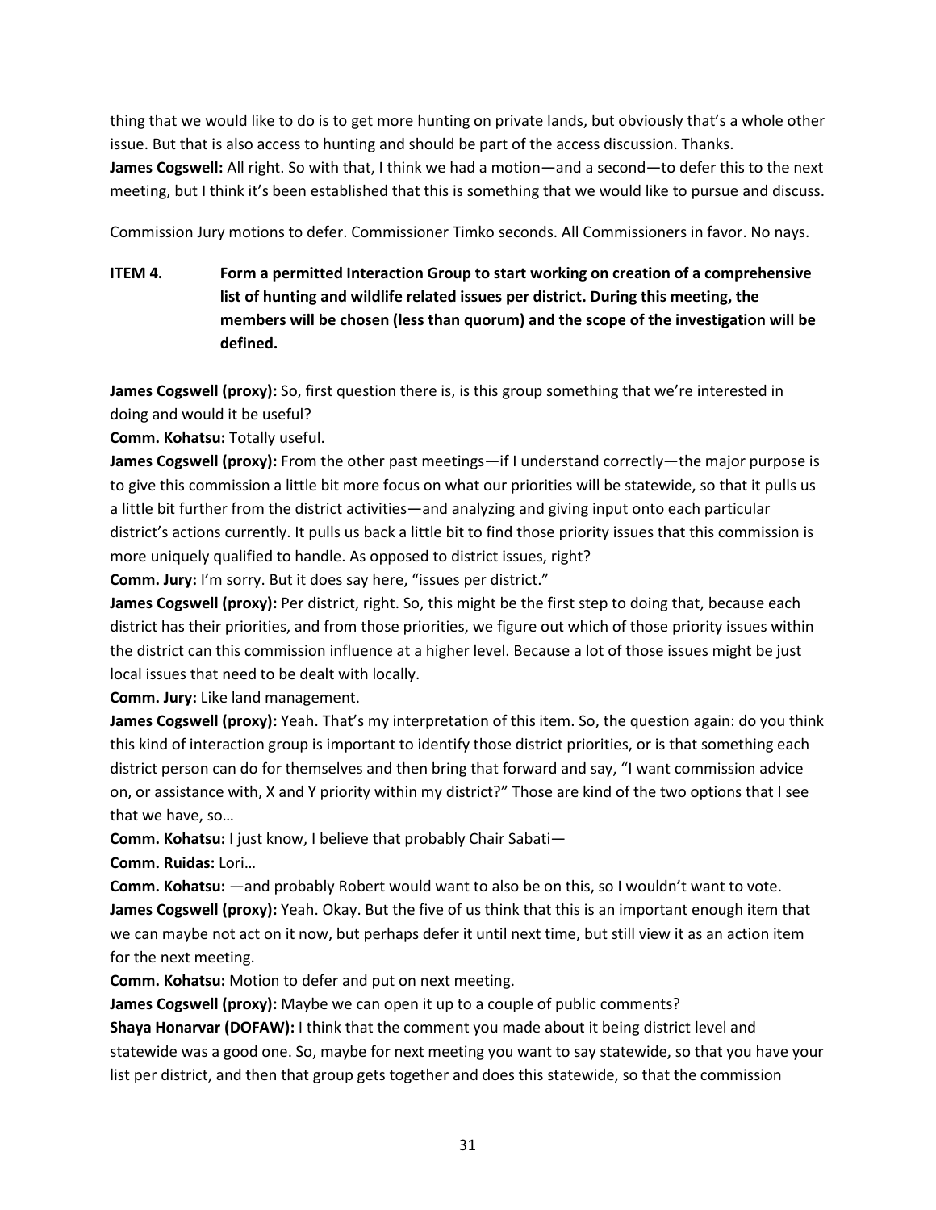thing that we would like to do is to get more hunting on private lands, but obviously that's a whole other issue. But that is also access to hunting and should be part of the access discussion. Thanks.
**James Cogswell:** All right. So with that, I think we had a motion—and a second—to defer this to the next meeting, but I think it's been established that this is something that we would like to pursue and discuss.

Commission Jury motions to defer. Commissioner Timko seconds. All Commissioners in favor. No nays.

**ITEM 4. Form a permitted Interaction Group to start working on creation of a comprehensive list of hunting and wildlife related issues per district. During this meeting, the members will be chosen (less than quorum) and the scope of the investigation will be defined.**

**James Cogswell (proxy):** So, first question there is, is this group something that we're interested in doing and would it be useful?
**Comm. Kohatsu:** Totally useful.
**James Cogswell (proxy):** From the other past meetings—if I understand correctly—the major purpose is to give this commission a little bit more focus on what our priorities will be statewide, so that it pulls us a little bit further from the district activities—and analyzing and giving input onto each particular district's actions currently. It pulls us back a little bit to find those priority issues that this commission is more uniquely qualified to handle. As opposed to district issues, right?
**Comm. Jury:** I'm sorry. But it does say here, "issues per district."
**James Cogswell (proxy):** Per district, right. So, this might be the first step to doing that, because each district has their priorities, and from those priorities, we figure out which of those priority issues within the district can this commission influence at a higher level. Because a lot of those issues might be just local issues that need to be dealt with locally.
**Comm. Jury:** Like land management.
**James Cogswell (proxy):** Yeah. That's my interpretation of this item. So, the question again: do you think this kind of interaction group is important to identify those district priorities, or is that something each district person can do for themselves and then bring that forward and say, "I want commission advice on, or assistance with, X and Y priority within my district?" Those are kind of the two options that I see that we have, so…
**Comm. Kohatsu:** I just know, I believe that probably Chair Sabati—
**Comm. Ruidas:** Lori…
**Comm. Kohatsu:** —and probably Robert would want to also be on this, so I wouldn't want to vote.
**James Cogswell (proxy):** Yeah. Okay. But the five of us think that this is an important enough item that we can maybe not act on it now, but perhaps defer it until next time, but still view it as an action item for the next meeting.
**Comm. Kohatsu:** Motion to defer and put on next meeting.
**James Cogswell (proxy):** Maybe we can open it up to a couple of public comments?
**Shaya Honarvar (DOFAW):** I think that the comment you made about it being district level and statewide was a good one. So, maybe for next meeting you want to say statewide, so that you have your list per district, and then that group gets together and does this statewide, so that the commission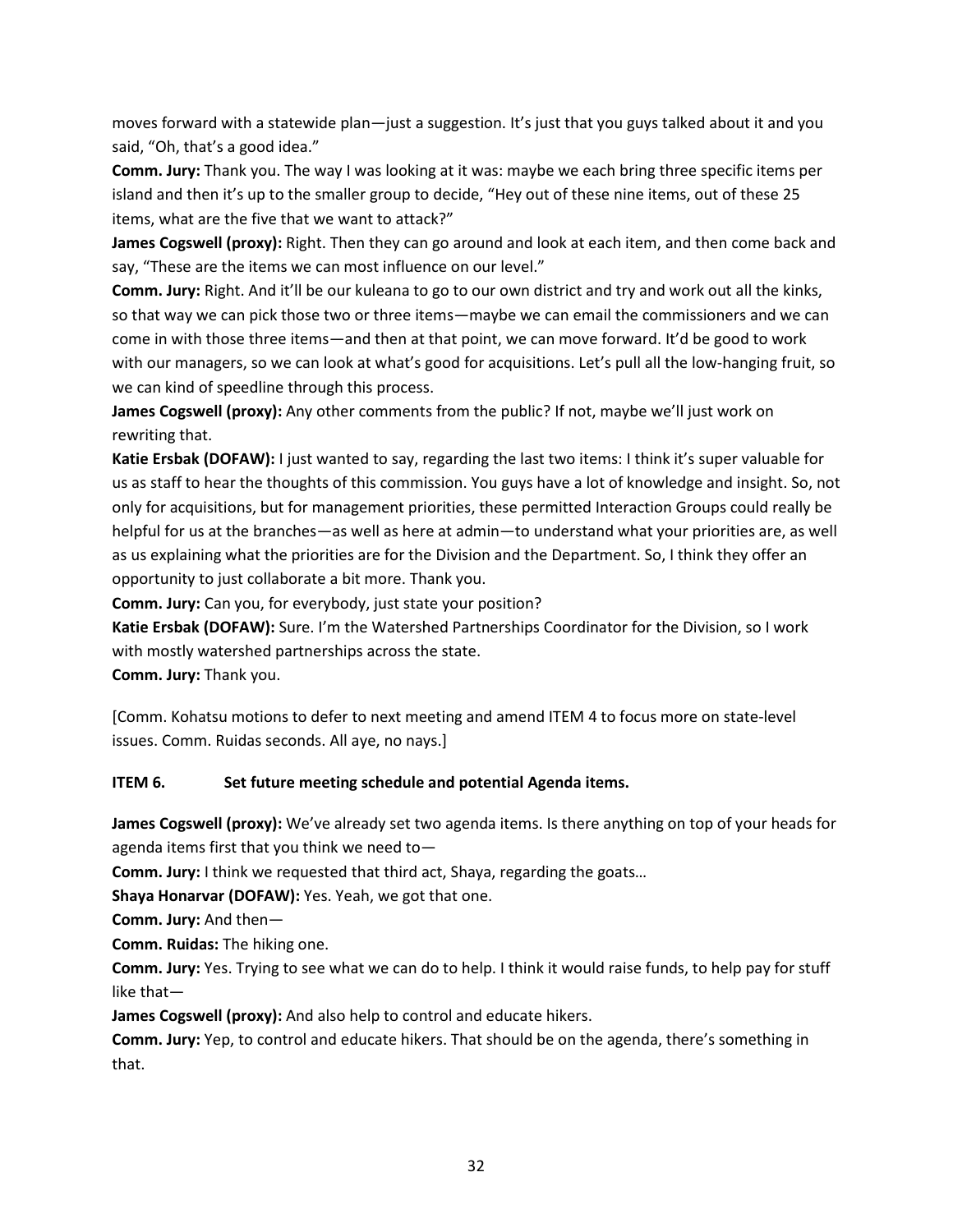moves forward with a statewide plan—just a suggestion. It's just that you guys talked about it and you said, "Oh, that's a good idea."

**Comm. Jury:** Thank you. The way I was looking at it was: maybe we each bring three specific items per island and then it's up to the smaller group to decide, "Hey out of these nine items, out of these 25 items, what are the five that we want to attack?"

**James Cogswell (proxy):** Right. Then they can go around and look at each item, and then come back and say, "These are the items we can most influence on our level."

**Comm. Jury:** Right. And it'll be our kuleana to go to our own district and try and work out all the kinks, so that way we can pick those two or three items—maybe we can email the commissioners and we can come in with those three items—and then at that point, we can move forward. It'd be good to work with our managers, so we can look at what's good for acquisitions. Let's pull all the low-hanging fruit, so we can kind of speedline through this process.

**James Cogswell (proxy):** Any other comments from the public? If not, maybe we'll just work on rewriting that.

**Katie Ersbak (DOFAW):** I just wanted to say, regarding the last two items: I think it's super valuable for us as staff to hear the thoughts of this commission. You guys have a lot of knowledge and insight. So, not only for acquisitions, but for management priorities, these permitted Interaction Groups could really be helpful for us at the branches—as well as here at admin—to understand what your priorities are, as well as us explaining what the priorities are for the Division and the Department. So, I think they offer an opportunity to just collaborate a bit more. Thank you.

**Comm. Jury:** Can you, for everybody, just state your position?

**Katie Ersbak (DOFAW):** Sure. I'm the Watershed Partnerships Coordinator for the Division, so I work with mostly watershed partnerships across the state.

**Comm. Jury:** Thank you.

[Comm. Kohatsu motions to defer to next meeting and amend ITEM 4 to focus more on state-level issues. Comm. Ruidas seconds. All aye, no nays.]

**ITEM 6. Set future meeting schedule and potential Agenda items.**

**James Cogswell (proxy):** We've already set two agenda items. Is there anything on top of your heads for agenda items first that you think we need to—

**Comm. Jury:** I think we requested that third act, Shaya, regarding the goats…

**Shaya Honarvar (DOFAW):** Yes. Yeah, we got that one.

**Comm. Jury:** And then—

**Comm. Ruidas:** The hiking one.

**Comm. Jury:** Yes. Trying to see what we can do to help. I think it would raise funds, to help pay for stuff like that—

**James Cogswell (proxy):** And also help to control and educate hikers.

**Comm. Jury:** Yep, to control and educate hikers. That should be on the agenda, there's something in that.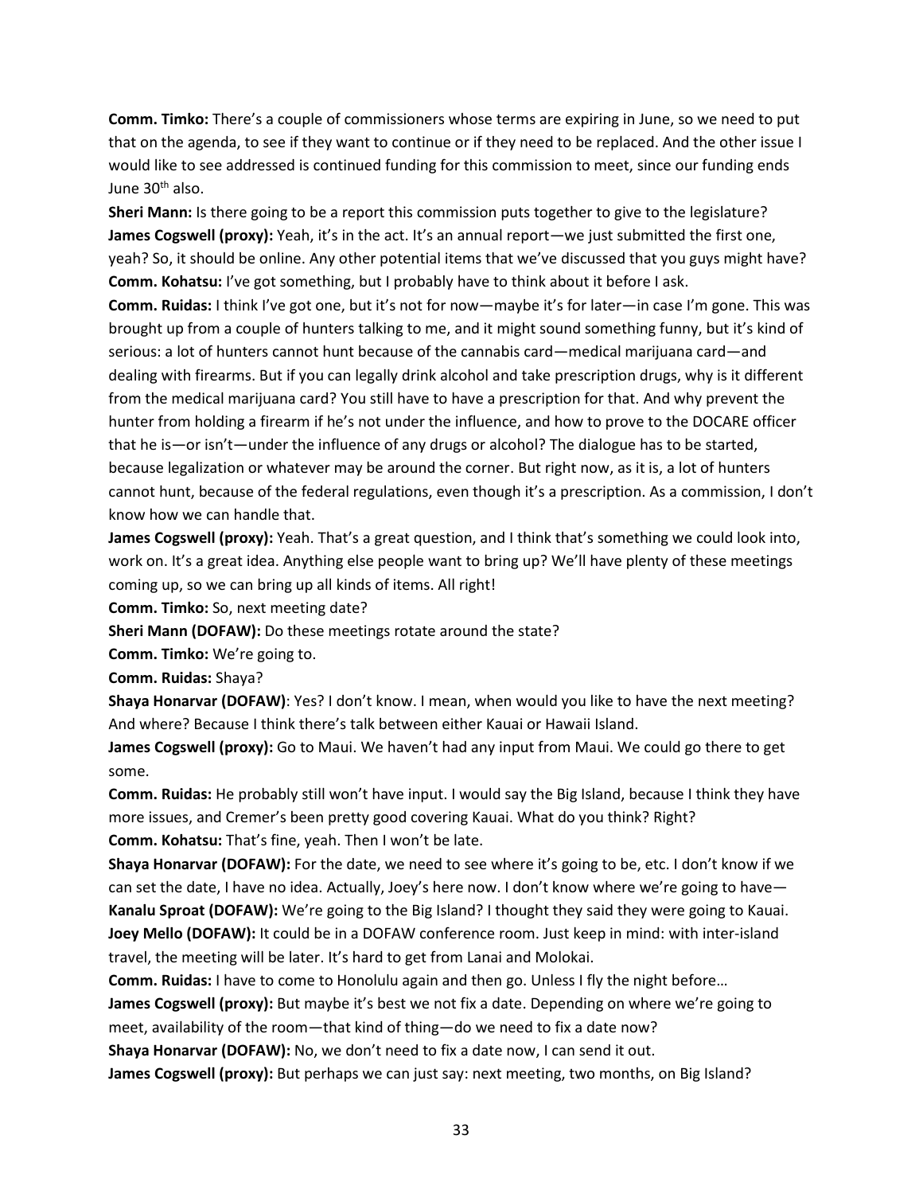**Comm. Timko:** There's a couple of commissioners whose terms are expiring in June, so we need to put that on the agenda, to see if they want to continue or if they need to be replaced. And the other issue I would like to see addressed is continued funding for this commission to meet, since our funding ends June 30th also.

**Sheri Mann:** Is there going to be a report this commission puts together to give to the legislature?

**James Cogswell (proxy):** Yeah, it's in the act. It's an annual report—we just submitted the first one, yeah? So, it should be online. Any other potential items that we've discussed that you guys might have?

**Comm. Kohatsu:** I've got something, but I probably have to think about it before I ask.

**Comm. Ruidas:** I think I've got one, but it's not for now—maybe it's for later—in case I'm gone. This was brought up from a couple of hunters talking to me, and it might sound something funny, but it's kind of serious: a lot of hunters cannot hunt because of the cannabis card—medical marijuana card—and dealing with firearms. But if you can legally drink alcohol and take prescription drugs, why is it different from the medical marijuana card? You still have to have a prescription for that. And why prevent the hunter from holding a firearm if he's not under the influence, and how to prove to the DOCARE officer that he is—or isn't—under the influence of any drugs or alcohol? The dialogue has to be started, because legalization or whatever may be around the corner. But right now, as it is, a lot of hunters cannot hunt, because of the federal regulations, even though it's a prescription. As a commission, I don't know how we can handle that.

**James Cogswell (proxy):** Yeah. That's a great question, and I think that's something we could look into, work on. It's a great idea. Anything else people want to bring up? We'll have plenty of these meetings coming up, so we can bring up all kinds of items. All right!

**Comm. Timko:** So, next meeting date?

**Sheri Mann (DOFAW):** Do these meetings rotate around the state?

**Comm. Timko:** We're going to.

**Comm. Ruidas:** Shaya?

**Shaya Honarvar (DOFAW)**: Yes? I don't know. I mean, when would you like to have the next meeting? And where? Because I think there's talk between either Kauai or Hawaii Island.

**James Cogswell (proxy):** Go to Maui. We haven't had any input from Maui. We could go there to get some.

**Comm. Ruidas:** He probably still won't have input. I would say the Big Island, because I think they have more issues, and Cremer's been pretty good covering Kauai. What do you think? Right?

**Comm. Kohatsu:** That's fine, yeah. Then I won't be late.

**Shaya Honarvar (DOFAW):** For the date, we need to see where it's going to be, etc. I don't know if we can set the date, I have no idea. Actually, Joey's here now. I don't know where we're going to have—

**Kanalu Sproat (DOFAW):** We're going to the Big Island? I thought they said they were going to Kauai.

**Joey Mello (DOFAW):** It could be in a DOFAW conference room. Just keep in mind: with inter-island travel, the meeting will be later. It's hard to get from Lanai and Molokai.

**Comm. Ruidas:** I have to come to Honolulu again and then go. Unless I fly the night before…

**James Cogswell (proxy):** But maybe it's best we not fix a date. Depending on where we're going to meet, availability of the room—that kind of thing—do we need to fix a date now?

**Shaya Honarvar (DOFAW):** No, we don't need to fix a date now, I can send it out.

**James Cogswell (proxy):** But perhaps we can just say: next meeting, two months, on Big Island?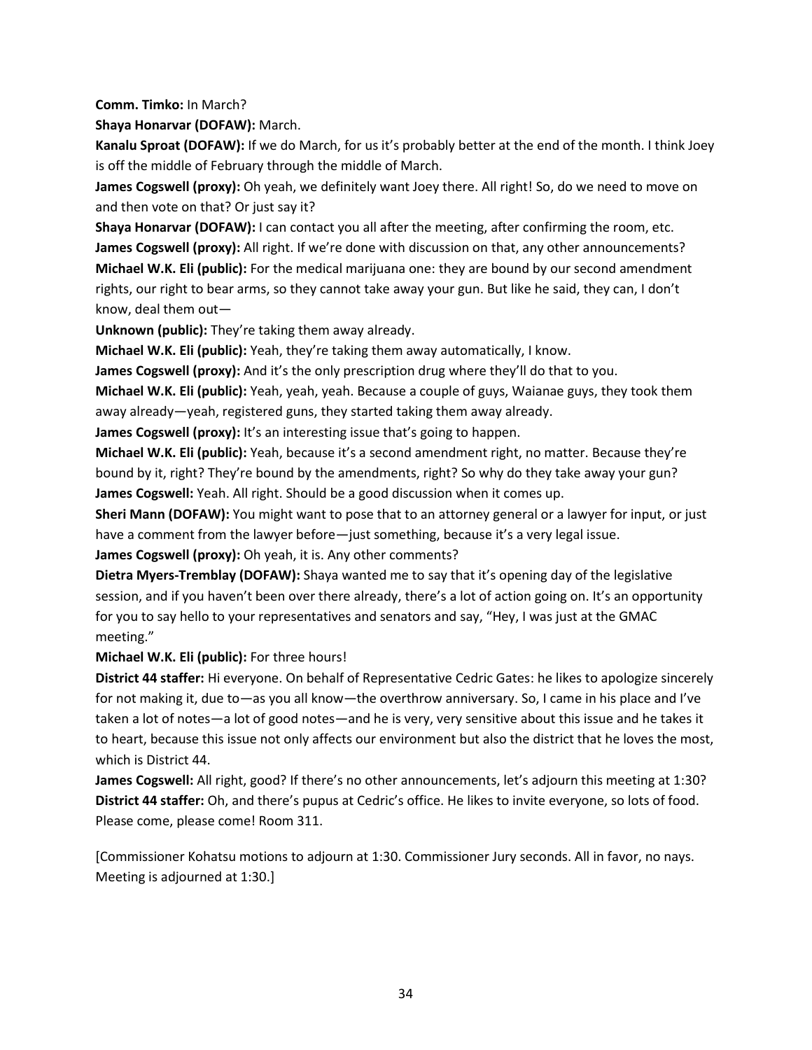**Comm. Timko:** In March?

**Shaya Honarvar (DOFAW):** March.

**Kanalu Sproat (DOFAW):** If we do March, for us it's probably better at the end of the month. I think Joey is off the middle of February through the middle of March.

**James Cogswell (proxy):** Oh yeah, we definitely want Joey there. All right! So, do we need to move on and then vote on that? Or just say it?

**Shaya Honarvar (DOFAW):** I can contact you all after the meeting, after confirming the room, etc.

**James Cogswell (proxy):** All right. If we're done with discussion on that, any other announcements?

**Michael W.K. Eli (public):** For the medical marijuana one: they are bound by our second amendment rights, our right to bear arms, so they cannot take away your gun. But like he said, they can, I don't know, deal them out—

**Unknown (public):** They're taking them away already.

**Michael W.K. Eli (public):** Yeah, they're taking them away automatically, I know.

**James Cogswell (proxy):** And it's the only prescription drug where they'll do that to you.

**Michael W.K. Eli (public):** Yeah, yeah, yeah. Because a couple of guys, Waianae guys, they took them away already—yeah, registered guns, they started taking them away already.

**James Cogswell (proxy):** It's an interesting issue that's going to happen.

**Michael W.K. Eli (public):** Yeah, because it's a second amendment right, no matter. Because they're bound by it, right? They're bound by the amendments, right? So why do they take away your gun?

**James Cogswell:** Yeah. All right. Should be a good discussion when it comes up.

**Sheri Mann (DOFAW):** You might want to pose that to an attorney general or a lawyer for input, or just have a comment from the lawyer before—just something, because it's a very legal issue.

**James Cogswell (proxy):** Oh yeah, it is. Any other comments?

**Dietra Myers-Tremblay (DOFAW):** Shaya wanted me to say that it's opening day of the legislative session, and if you haven't been over there already, there's a lot of action going on. It's an opportunity for you to say hello to your representatives and senators and say, "Hey, I was just at the GMAC meeting."

**Michael W.K. Eli (public):** For three hours!

**District 44 staffer:** Hi everyone. On behalf of Representative Cedric Gates: he likes to apologize sincerely for not making it, due to—as you all know—the overthrow anniversary. So, I came in his place and I've taken a lot of notes—a lot of good notes—and he is very, very sensitive about this issue and he takes it to heart, because this issue not only affects our environment but also the district that he loves the most, which is District 44.

**James Cogswell:** All right, good? If there's no other announcements, let's adjourn this meeting at 1:30?

**District 44 staffer:** Oh, and there's pupus at Cedric's office. He likes to invite everyone, so lots of food. Please come, please come! Room 311.

[Commissioner Kohatsu motions to adjourn at 1:30. Commissioner Jury seconds. All in favor, no nays. Meeting is adjourned at 1:30.]